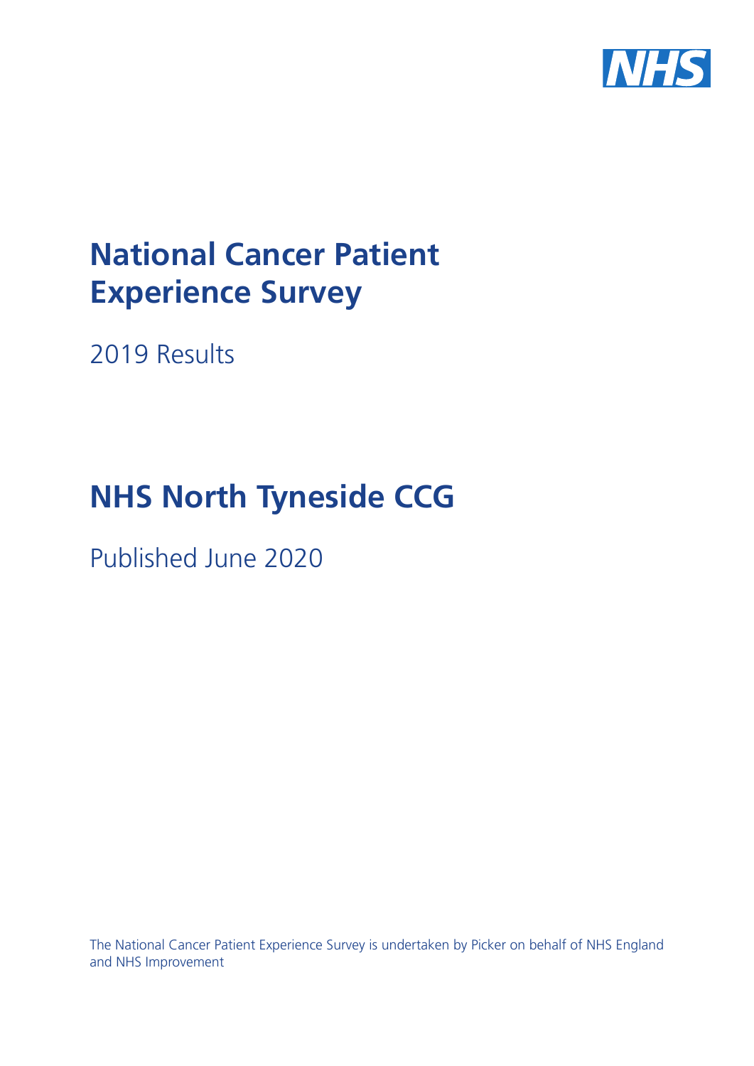# National Cancer Patient Experience Survey

2019 Results

# NHS North Tyneside CCG

Published June 2020

The National Cancer Patient Experience Survey is undertaken by Picker on behalf of NHS England and NHS Improvement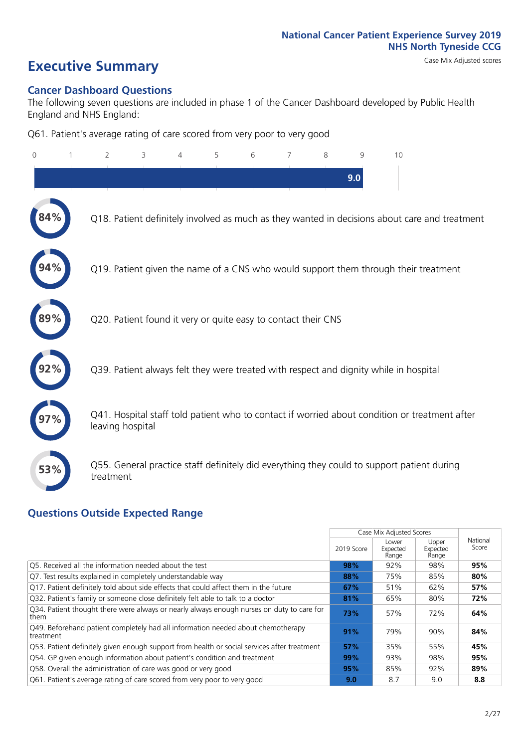National Cancer Patient Experience Survey 2019
NHS North Tyneside CCG

# Executive Summary

Case Mix Adjusted scores

## Cancer Dashboard Questions

The following seven questions are included in phase 1 of the Cancer Dashboard developed by Public Health England and NHS England:

Q61. Patient's average rating of care scored from very poor to very good

0 1 2 3 4 5 6 7 8 9 10

**9.0**

- **84%** Q18. Patient definitely involved as much as they wanted in decisions about care and treatment
- **94%** Q19. Patient given the name of a CNS who would support them through their treatment
- **89%** Q20. Patient found it very or quite easy to contact their CNS
- **92%** Q39. Patient always felt they were treated with respect and dignity while in hospital
- **97%** Q41. Hospital staff told patient who to contact if worried about condition or treatment after leaving hospital
- **53%** Q55. General practice staff definitely did everything they could to support patient during treatment

## Questions Outside Expected Range

| | Case Mix Adjusted Scores | | | National Score |
|---|---|---|---|---|
| | 2019 Score | Lower Expected Range | Upper Expected Range | |
| Q5. Received all the information needed about the test | **98%** | 92% | 98% | **95%** |
| Q7. Test results explained in completely understandable way | **88%** | 75% | 85% | **80%** |
| Q17. Patient definitely told about side effects that could affect them in the future | **67%** | 51% | 62% | **57%** |
| Q32. Patient's family or someone close definitely felt able to talk to a doctor | **81%** | 65% | 80% | **72%** |
| Q34. Patient thought there were always or nearly always enough nurses on duty to care for them | **73%** | 57% | 72% | **64%** |
| Q49. Beforehand patient completely had all information needed about chemotherapy treatment | **91%** | 79% | 90% | **84%** |
| Q53. Patient definitely given enough support from health or social services after treatment | **57%** | 35% | 55% | **45%** |
| Q54. GP given enough information about patient's condition and treatment | **99%** | 93% | 98% | **95%** |
| Q58. Overall the administration of care was good or very good | **95%** | 85% | 92% | **89%** |
| Q61. Patient's average rating of care scored from very poor to very good | **9.0** | 8.7 | 9.0 | **8.8** |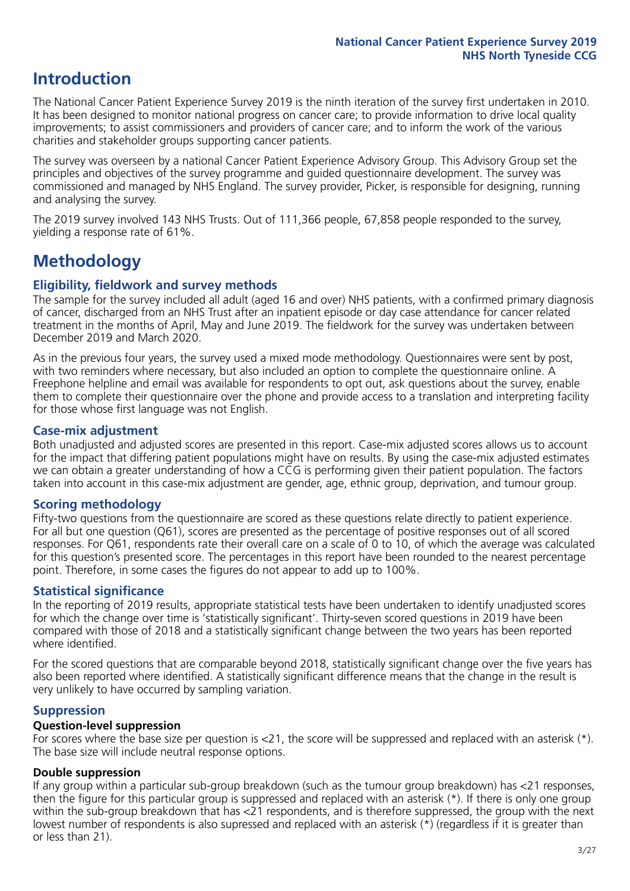# Introduction

The National Cancer Patient Experience Survey 2019 is the ninth iteration of the survey first undertaken in 2010. It has been designed to monitor national progress on cancer care; to provide information to drive local quality improvements; to assist commissioners and providers of cancer care; and to inform the work of the various charities and stakeholder groups supporting cancer patients.

The survey was overseen by a national Cancer Patient Experience Advisory Group. This Advisory Group set the principles and objectives of the survey programme and guided questionnaire development. The survey was commissioned and managed by NHS England. The survey provider, Picker, is responsible for designing, running and analysing the survey.

The 2019 survey involved 143 NHS Trusts. Out of 111,366 people, 67,858 people responded to the survey, yielding a response rate of 61%.

# Methodology

### Eligibility, fieldwork and survey methods

The sample for the survey included all adult (aged 16 and over) NHS patients, with a confirmed primary diagnosis of cancer, discharged from an NHS Trust after an inpatient episode or day case attendance for cancer related treatment in the months of April, May and June 2019. The fieldwork for the survey was undertaken between December 2019 and March 2020.

As in the previous four years, the survey used a mixed mode methodology. Questionnaires were sent by post, with two reminders where necessary, but also included an option to complete the questionnaire online. A Freephone helpline and email was available for respondents to opt out, ask questions about the survey, enable them to complete their questionnaire over the phone and provide access to a translation and interpreting facility for those whose first language was not English.

### Case-mix adjustment

Both unadjusted and adjusted scores are presented in this report. Case-mix adjusted scores allows us to account for the impact that differing patient populations might have on results. By using the case-mix adjusted estimates we can obtain a greater understanding of how a CCG is performing given their patient population. The factors taken into account in this case-mix adjustment are gender, age, ethnic group, deprivation, and tumour group.

### Scoring methodology

Fifty-two questions from the questionnaire are scored as these questions relate directly to patient experience. For all but one question (Q61), scores are presented as the percentage of positive responses out of all scored responses. For Q61, respondents rate their overall care on a scale of 0 to 10, of which the average was calculated for this question's presented score. The percentages in this report have been rounded to the nearest percentage point. Therefore, in some cases the figures do not appear to add up to 100%.

### Statistical significance

In the reporting of 2019 results, appropriate statistical tests have been undertaken to identify unadjusted scores for which the change over time is 'statistically significant'. Thirty-seven scored questions in 2019 have been compared with those of 2018 and a statistically significant change between the two years has been reported where identified.

For the scored questions that are comparable beyond 2018, statistically significant change over the five years has also been reported where identified. A statistically significant difference means that the change in the result is very unlikely to have occurred by sampling variation.

### Suppression

#### Question-level suppression

For scores where the base size per question is <21, the score will be suppressed and replaced with an asterisk (*). The base size will include neutral response options.

#### Double suppression

If any group within a particular sub-group breakdown (such as the tumour group breakdown) has <21 responses, then the figure for this particular group is suppressed and replaced with an asterisk (*). If there is only one group within the sub-group breakdown that has <21 respondents, and is therefore suppressed, the group with the next lowest number of respondents is also supressed and replaced with an asterisk (*) (regardless if it is greater than or less than 21).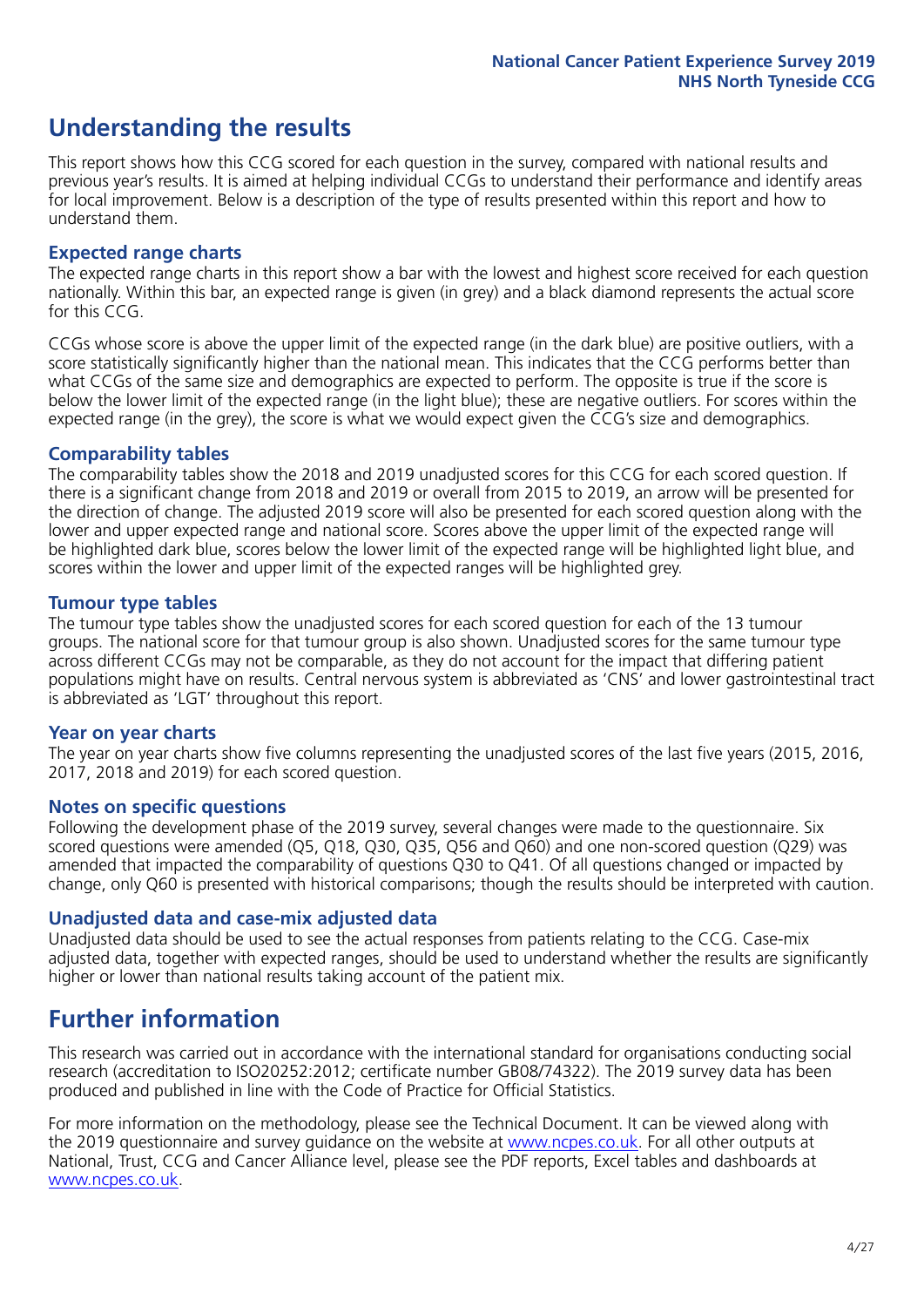## Understanding the results

This report shows how this CCG scored for each question in the survey, compared with national results and previous year's results. It is aimed at helping individual CCGs to understand their performance and identify areas for local improvement. Below is a description of the type of results presented within this report and how to understand them.

### Expected range charts

The expected range charts in this report show a bar with the lowest and highest score received for each question nationally. Within this bar, an expected range is given (in grey) and a black diamond represents the actual score for this CCG.

CCGs whose score is above the upper limit of the expected range (in the dark blue) are positive outliers, with a score statistically significantly higher than the national mean. This indicates that the CCG performs better than what CCGs of the same size and demographics are expected to perform. The opposite is true if the score is below the lower limit of the expected range (in the light blue); these are negative outliers. For scores within the expected range (in the grey), the score is what we would expect given the CCG's size and demographics.

### Comparability tables

The comparability tables show the 2018 and 2019 unadjusted scores for this CCG for each scored question. If there is a significant change from 2018 and 2019 or overall from 2015 to 2019, an arrow will be presented for the direction of change. The adjusted 2019 score will also be presented for each scored question along with the lower and upper expected range and national score. Scores above the upper limit of the expected range will be highlighted dark blue, scores below the lower limit of the expected range will be highlighted light blue, and scores within the lower and upper limit of the expected ranges will be highlighted grey.

### Tumour type tables

The tumour type tables show the unadjusted scores for each scored question for each of the 13 tumour groups. The national score for that tumour group is also shown. Unadjusted scores for the same tumour type across different CCGs may not be comparable, as they do not account for the impact that differing patient populations might have on results. Central nervous system is abbreviated as 'CNS' and lower gastrointestinal tract is abbreviated as 'LGT' throughout this report.

### Year on year charts

The year on year charts show five columns representing the unadjusted scores of the last five years (2015, 2016, 2017, 2018 and 2019) for each scored question.

### Notes on specific questions

Following the development phase of the 2019 survey, several changes were made to the questionnaire. Six scored questions were amended (Q5, Q18, Q30, Q35, Q56 and Q60) and one non-scored question (Q29) was amended that impacted the comparability of questions Q30 to Q41. Of all questions changed or impacted by change, only Q60 is presented with historical comparisons; though the results should be interpreted with caution.

### Unadjusted data and case-mix adjusted data

Unadjusted data should be used to see the actual responses from patients relating to the CCG. Case-mix adjusted data, together with expected ranges, should be used to understand whether the results are significantly higher or lower than national results taking account of the patient mix.

## Further information

This research was carried out in accordance with the international standard for organisations conducting social research (accreditation to ISO20252:2012; certificate number GB08/74322). The 2019 survey data has been produced and published in line with the Code of Practice for Official Statistics.

For more information on the methodology, please see the Technical Document. It can be viewed along with the 2019 questionnaire and survey guidance on the website at www.ncpes.co.uk. For all other outputs at National, Trust, CCG and Cancer Alliance level, please see the PDF reports, Excel tables and dashboards at www.ncpes.co.uk.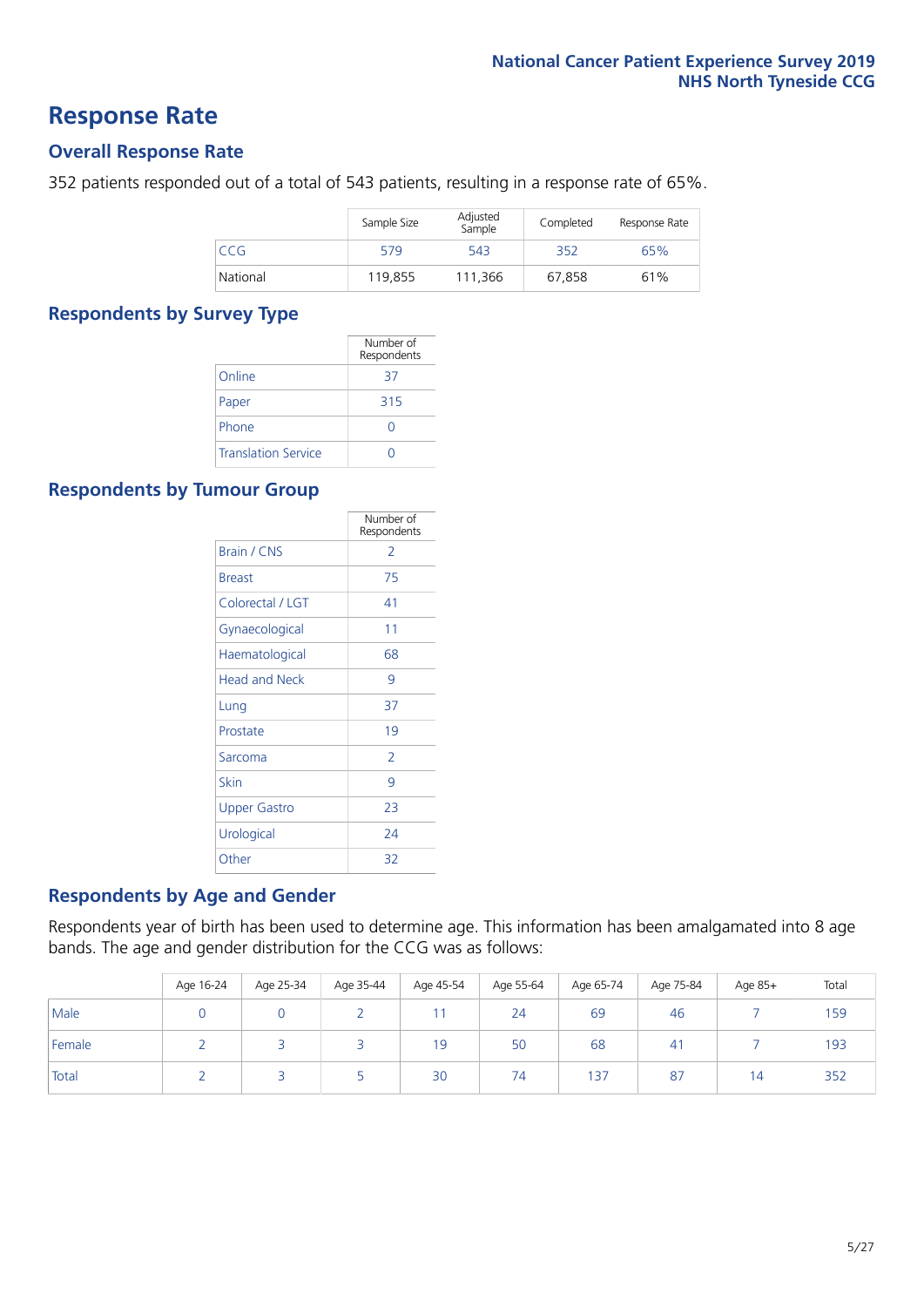# Response Rate

## Overall Response Rate

352 patients responded out of a total of 543 patients, resulting in a response rate of 65%.

| | Sample Size | Adjusted Sample | Completed | Response Rate |
|---|---|---|---|---|
| CCG | 579 | 543 | 352 | 65% |
| National | 119,855 | 111,366 | 67,858 | 61% |

## Respondents by Survey Type

| | Number of Respondents |
|---|---|
| Online | 37 |
| Paper | 315 |
| Phone | 0 |
| Translation Service | 0 |

## Respondents by Tumour Group

| | Number of Respondents |
|---|---|
| Brain / CNS | 2 |
| Breast | 75 |
| Colorectal / LGT | 41 |
| Gynaecological | 11 |
| Haematological | 68 |
| Head and Neck | 9 |
| Lung | 37 |
| Prostate | 19 |
| Sarcoma | 2 |
| Skin | 9 |
| Upper Gastro | 23 |
| Urological | 24 |
| Other | 32 |

## Respondents by Age and Gender

Respondents year of birth has been used to determine age. This information has been amalgamated into 8 age bands. The age and gender distribution for the CCG was as follows:

| | Age 16-24 | Age 25-34 | Age 35-44 | Age 45-54 | Age 55-64 | Age 65-74 | Age 75-84 | Age 85+ | Total |
|---|---|---|---|---|---|---|---|---|---|
| Male | 0 | 0 | 2 | 11 | 24 | 69 | 46 | 7 | 159 |
| Female | 2 | 3 | 3 | 19 | 50 | 68 | 41 | 7 | 193 |
| Total | 2 | 3 | 5 | 30 | 74 | 137 | 87 | 14 | 352 |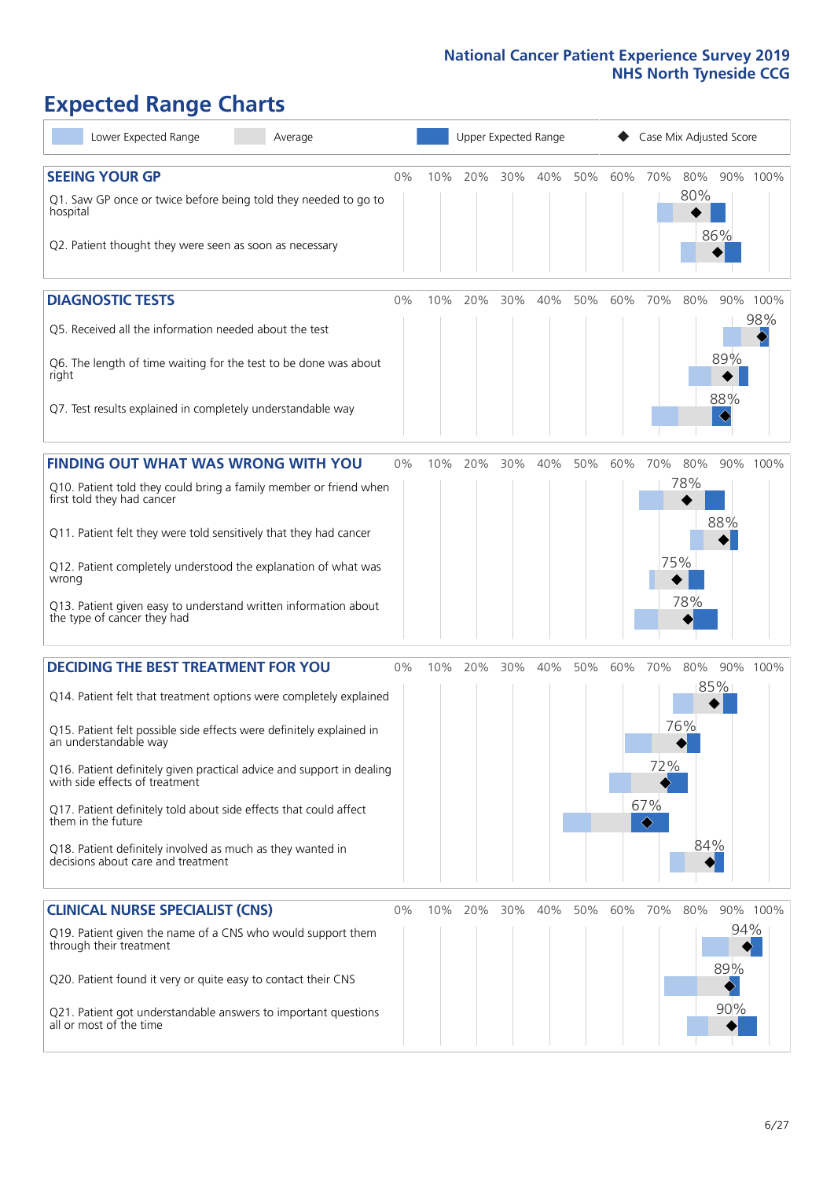# National Cancer Patient Experience Survey 2019
## NHS North Tyneside CCG

# Expected Range Charts

Lower Expected Range | Average | Upper Expected Range | Case Mix Adjusted Score

## SEEING YOUR GP

| Question | Case Mix Adjusted Score |
|---|---|
| Q1. Saw GP once or twice before being told they needed to go to hospital | 80% |
| Q2. Patient thought they were seen as soon as necessary | 86% |

## DIAGNOSTIC TESTS

| Question | Case Mix Adjusted Score |
|---|---|
| Q5. Received all the information needed about the test | 98% |
| Q6. The length of time waiting for the test to be done was about right | 89% |
| Q7. Test results explained in completely understandable way | 88% |

## FINDING OUT WHAT WAS WRONG WITH YOU

| Question | Case Mix Adjusted Score |
|---|---|
| Q10. Patient told they could bring a family member or friend when first told they had cancer | 78% |
| Q11. Patient felt they were told sensitively that they had cancer | 88% |
| Q12. Patient completely understood the explanation of what was wrong | 75% |
| Q13. Patient given easy to understand written information about the type of cancer they had | 78% |

## DECIDING THE BEST TREATMENT FOR YOU

| Question | Case Mix Adjusted Score |
|---|---|
| Q14. Patient felt that treatment options were completely explained | 85% |
| Q15. Patient felt possible side effects were definitely explained in an understandable way | 76% |
| Q16. Patient definitely given practical advice and support in dealing with side effects of treatment | 72% |
| Q17. Patient definitely told about side effects that could affect them in the future | 67% |
| Q18. Patient definitely involved as much as they wanted in decisions about care and treatment | 84% |

## CLINICAL NURSE SPECIALIST (CNS)

| Question | Case Mix Adjusted Score |
|---|---|
| Q19. Patient given the name of a CNS who would support them through their treatment | 94% |
| Q20. Patient found it very or quite easy to contact their CNS | 89% |
| Q21. Patient got understandable answers to important questions all or most of the time | 90% |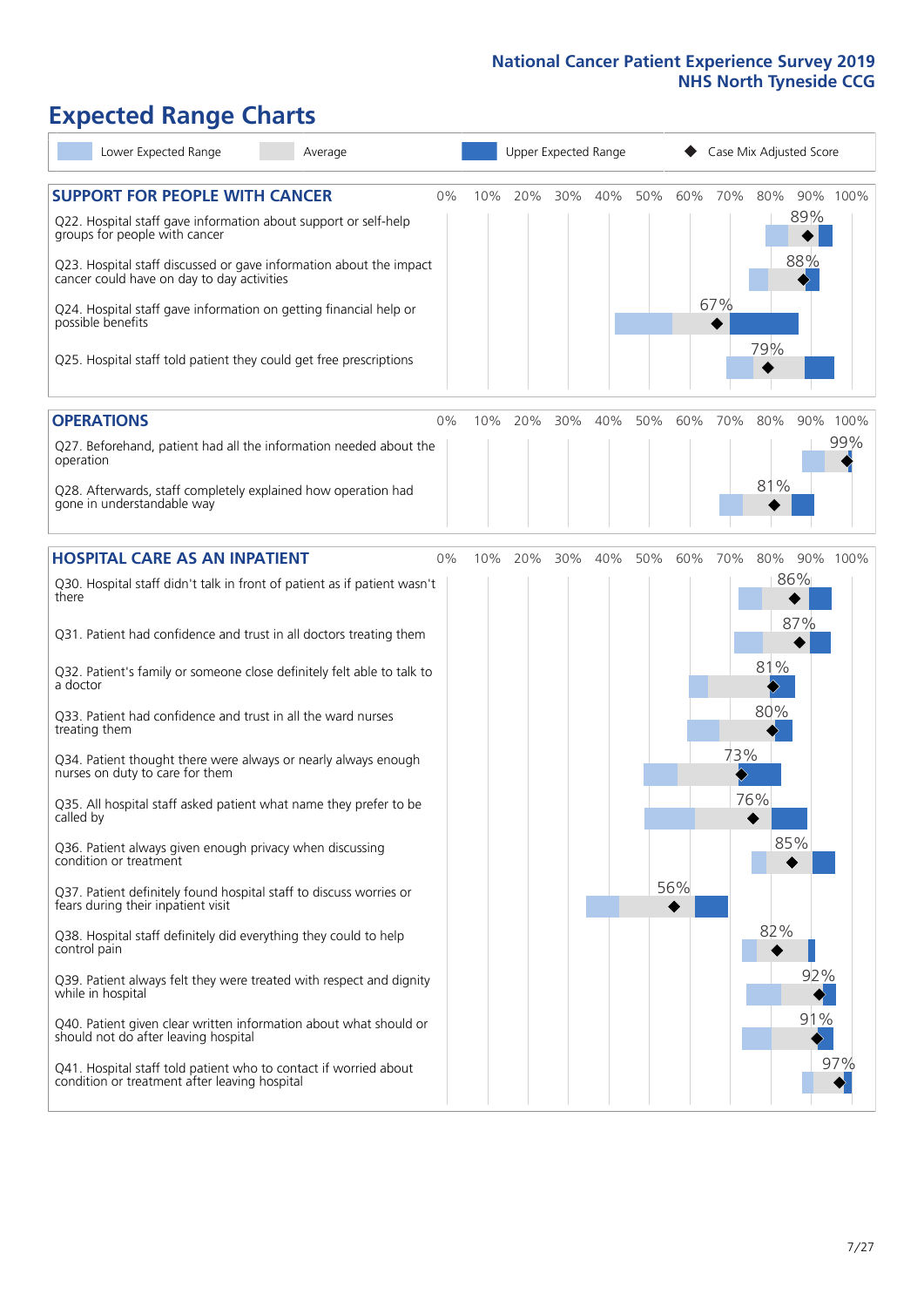# Expected Range Charts

Lower Expected Range | Average | Upper Expected Range | Case Mix Adjusted Score

## SUPPORT FOR PEOPLE WITH CANCER

| Question | Case Mix Adjusted Score |
|---|---|
| Q22. Hospital staff gave information about support or self-help groups for people with cancer | 89% |
| Q23. Hospital staff discussed or gave information about the impact cancer could have on day to day activities | 88% |
| Q24. Hospital staff gave information on getting financial help or possible benefits | 67% |
| Q25. Hospital staff told patient they could get free prescriptions | 79% |

## OPERATIONS

| Question | Case Mix Adjusted Score |
|---|---|
| Q27. Beforehand, patient had all the information needed about the operation | 99% |
| Q28. Afterwards, staff completely explained how operation had gone in understandable way | 81% |

## HOSPITAL CARE AS AN INPATIENT

| Question | Case Mix Adjusted Score |
|---|---|
| Q30. Hospital staff didn't talk in front of patient as if patient wasn't there | 86% |
| Q31. Patient had confidence and trust in all doctors treating them | 87% |
| Q32. Patient's family or someone close definitely felt able to talk to a doctor | 81% |
| Q33. Patient had confidence and trust in all the ward nurses treating them | 80% |
| Q34. Patient thought there were always or nearly always enough nurses on duty to care for them | 73% |
| Q35. All hospital staff asked patient what name they prefer to be called by | 76% |
| Q36. Patient always given enough privacy when discussing condition or treatment | 85% |
| Q37. Patient definitely found hospital staff to discuss worries or fears during their inpatient visit | 56% |
| Q38. Hospital staff definitely did everything they could to help control pain | 82% |
| Q39. Patient always felt they were treated with respect and dignity while in hospital | 92% |
| Q40. Patient given clear written information about what should or should not do after leaving hospital | 91% |
| Q41. Hospital staff told patient who to contact if worried about condition or treatment after leaving hospital | 97% |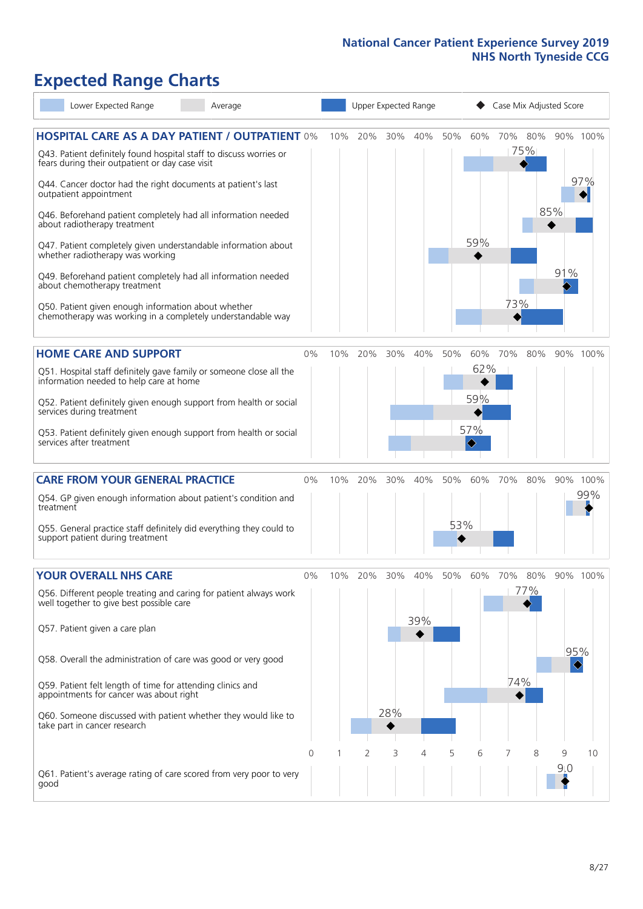National Cancer Patient Experience Survey 2019
NHS North Tyneside CCG

# Expected Range Charts

Lower Expected Range | Average | Upper Expected Range | ◆ Case Mix Adjusted Score

## HOSPITAL CARE AS A DAY PATIENT / OUTPATIENT

| Question | Case Mix Adjusted Score |
|---|---|
| Q43. Patient definitely found hospital staff to discuss worries or fears during their outpatient or day case visit | 75% |
| Q44. Cancer doctor had the right documents at patient's last outpatient appointment | 97% |
| Q46. Beforehand patient completely had all information needed about radiotherapy treatment | 85% |
| Q47. Patient completely given understandable information about whether radiotherapy was working | 59% |
| Q49. Beforehand patient completely had all information needed about chemotherapy treatment | 91% |
| Q50. Patient given enough information about whether chemotherapy was working in a completely understandable way | 73% |

## HOME CARE AND SUPPORT

| Question | Case Mix Adjusted Score |
|---|---|
| Q51. Hospital staff definitely gave family or someone close all the information needed to help care at home | 62% |
| Q52. Patient definitely given enough support from health or social services during treatment | 59% |
| Q53. Patient definitely given enough support from health or social services after treatment | 57% |

## CARE FROM YOUR GENERAL PRACTICE

| Question | Case Mix Adjusted Score |
|---|---|
| Q54. GP given enough information about patient's condition and treatment | 99% |
| Q55. General practice staff definitely did everything they could to support patient during treatment | 53% |

## YOUR OVERALL NHS CARE

| Question | Case Mix Adjusted Score |
|---|---|
| Q56. Different people treating and caring for patient always work well together to give best possible care | 77% |
| Q57. Patient given a care plan | 39% |
| Q58. Overall the administration of care was good or very good | 95% |
| Q59. Patient felt length of time for attending clinics and appointments for cancer was about right | 74% |
| Q60. Someone discussed with patient whether they would like to take part in cancer research | 28% |
| Q61. Patient's average rating of care scored from very poor to very good | 9.0 |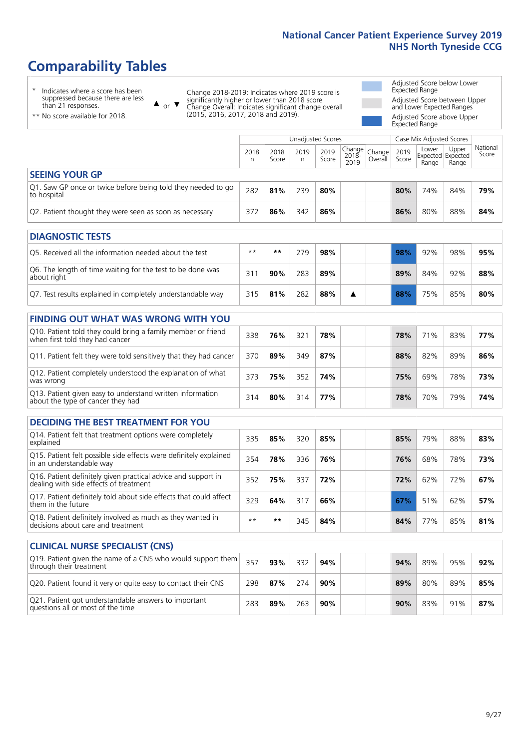# Comparability Tables

* Indicates where a score has been suppressed because there are less than 21 responses.

** No score available for 2018.

▲ or ▼ Change 2018-2019: Indicates where 2019 score is significantly higher or lower than 2018 score. Change Overall: Indicates significant change overall (2015, 2016, 2017, 2018 and 2019).

Adjusted Score below Lower Expected Range

Adjusted Score between Upper and Lower Expected Ranges

Adjusted Score above Upper Expected Range

| | Unadjusted Scores | | | | | | Case Mix Adjusted Scores | | | |
|---|---|---|---|---|---|---|---|---|---|---|
| | 2018 n | 2018 Score | 2019 n | 2019 Score | Change 2018-2019 | Change Overall | 2019 Score | Lower Expected Range | Upper Expected Range | National Score |
| **SEEING YOUR GP** | | | | | | | | | | |
| Q1. Saw GP once or twice before being told they needed to go to hospital | 282 | **81%** | 239 | **80%** | | | **80%** | 74% | 84% | **79%** |
| Q2. Patient thought they were seen as soon as necessary | 372 | **86%** | 342 | **86%** | | | **86%** | 80% | 88% | **84%** |
| **DIAGNOSTIC TESTS** | | | | | | | | | | |
| Q5. Received all the information needed about the test | ** | ** | 279 | **98%** | | | **98%** | 92% | 98% | **95%** |
| Q6. The length of time waiting for the test to be done was about right | 311 | **90%** | 283 | **89%** | | | **89%** | 84% | 92% | **88%** |
| Q7. Test results explained in completely understandable way | 315 | **81%** | 282 | **88%** | ▲ | | **88%** | 75% | 85% | **80%** |
| **FINDING OUT WHAT WAS WRONG WITH YOU** | | | | | | | | | | |
| Q10. Patient told they could bring a family member or friend when first told they had cancer | 338 | **76%** | 321 | **78%** | | | **78%** | 71% | 83% | **77%** |
| Q11. Patient felt they were told sensitively that they had cancer | 370 | **89%** | 349 | **87%** | | | **88%** | 82% | 89% | **86%** |
| Q12. Patient completely understood the explanation of what was wrong | 373 | **75%** | 352 | **74%** | | | **75%** | 69% | 78% | **73%** |
| Q13. Patient given easy to understand written information about the type of cancer they had | 314 | **80%** | 314 | **77%** | | | **78%** | 70% | 79% | **74%** |
| **DECIDING THE BEST TREATMENT FOR YOU** | | | | | | | | | | |
| Q14. Patient felt that treatment options were completely explained | 335 | **85%** | 320 | **85%** | | | **85%** | 79% | 88% | **83%** |
| Q15. Patient felt possible side effects were definitely explained in an understandable way | 354 | **78%** | 336 | **76%** | | | **76%** | 68% | 78% | **73%** |
| Q16. Patient definitely given practical advice and support in dealing with side effects of treatment | 352 | **75%** | 337 | **72%** | | | **72%** | 62% | 72% | **67%** |
| Q17. Patient definitely told about side effects that could affect them in the future | 329 | **64%** | 317 | **66%** | | | **67%** | 51% | 62% | **57%** |
| Q18. Patient definitely involved as much as they wanted in decisions about care and treatment | ** | ** | 345 | **84%** | | | **84%** | 77% | 85% | **81%** |
| **CLINICAL NURSE SPECIALIST (CNS)** | | | | | | | | | | |
| Q19. Patient given the name of a CNS who would support them through their treatment | 357 | **93%** | 332 | **94%** | | | **94%** | 89% | 95% | **92%** |
| Q20. Patient found it very or quite easy to contact their CNS | 298 | **87%** | 274 | **90%** | | | **89%** | 80% | 89% | **85%** |
| Q21. Patient got understandable answers to important questions all or most of the time | 283 | **89%** | 263 | **90%** | | | **90%** | 83% | 91% | **87%** |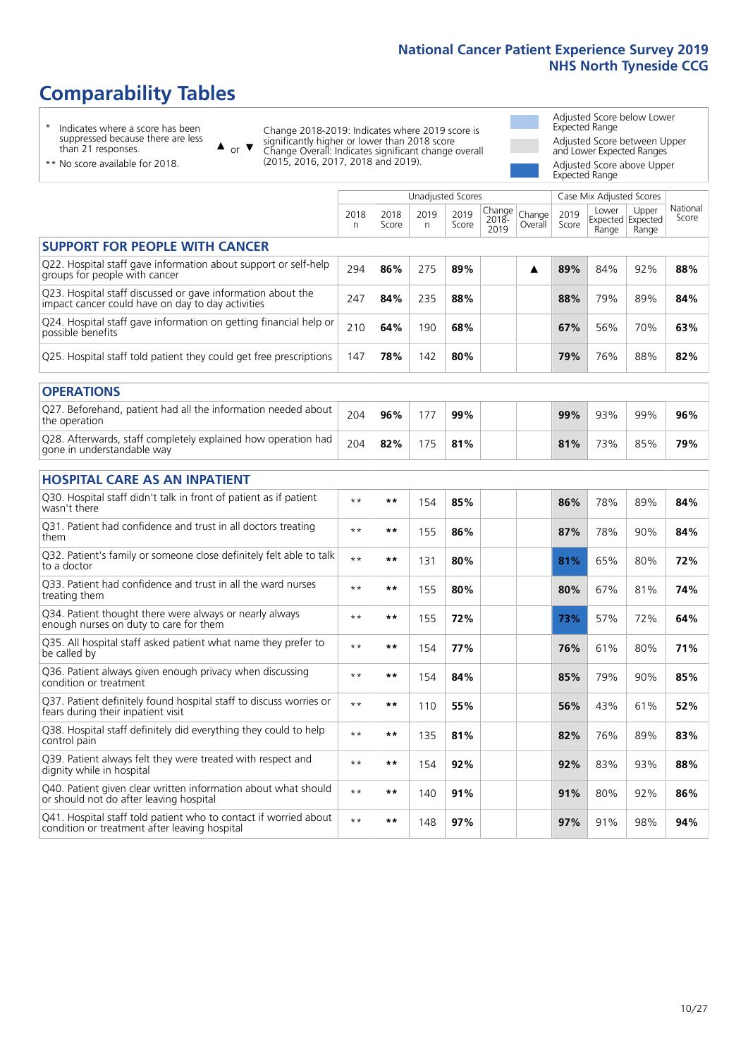# Comparability Tables

\* Indicates where a score has been suppressed because there are less than 21 responses.

\*\* No score available for 2018.

▲ or ▼ Change 2018-2019: Indicates where 2019 score is significantly higher or lower than 2018 score. Change Overall: Indicates significant change overall (2015, 2016, 2017, 2018 and 2019).

Adjusted Score below Lower Expected Range

Adjusted Score between Upper and Lower Expected Ranges

Adjusted Score above Upper Expected Range

| | Unadjusted Scores | | | | | | Case Mix Adjusted Scores | | | |
|---|---|---|---|---|---|---|---|---|---|---|
| | 2018 n | 2018 Score | 2019 n | 2019 Score | Change 2018-2019 | Change Overall | 2019 Score | Lower Expected Range | Upper Expected Range | National Score |
| **SUPPORT FOR PEOPLE WITH CANCER** | | | | | | | | | | |
| Q22. Hospital staff gave information about support or self-help groups for people with cancer | 294 | **86%** | 275 | **89%** | | ▲ | **89%** | 84% | 92% | **88%** |
| Q23. Hospital staff discussed or gave information about the impact cancer could have on day to day activities | 247 | **84%** | 235 | **88%** | | | **88%** | 79% | 89% | **84%** |
| Q24. Hospital staff gave information on getting financial help or possible benefits | 210 | **64%** | 190 | **68%** | | | **67%** | 56% | 70% | **63%** |
| Q25. Hospital staff told patient they could get free prescriptions | 147 | **78%** | 142 | **80%** | | | **79%** | 76% | 88% | **82%** |
| **OPERATIONS** | | | | | | | | | | |
| Q27. Beforehand, patient had all the information needed about the operation | 204 | **96%** | 177 | **99%** | | | **99%** | 93% | 99% | **96%** |
| Q28. Afterwards, staff completely explained how operation had gone in understandable way | 204 | **82%** | 175 | **81%** | | | **81%** | 73% | 85% | **79%** |
| **HOSPITAL CARE AS AN INPATIENT** | | | | | | | | | | |
| Q30. Hospital staff didn't talk in front of patient as if patient wasn't there | ** | ** | 154 | **85%** | | | **86%** | 78% | 89% | **84%** |
| Q31. Patient had confidence and trust in all doctors treating them | ** | ** | 155 | **86%** | | | **87%** | 78% | 90% | **84%** |
| Q32. Patient's family or someone close definitely felt able to talk to a doctor | ** | ** | 131 | **80%** | | | **81%** | 65% | 80% | **72%** |
| Q33. Patient had confidence and trust in all the ward nurses treating them | ** | ** | 155 | **80%** | | | **80%** | 67% | 81% | **74%** |
| Q34. Patient thought there were always or nearly always enough nurses on duty to care for them | ** | ** | 155 | **72%** | | | **73%** | 57% | 72% | **64%** |
| Q35. All hospital staff asked patient what name they prefer to be called by | ** | ** | 154 | **77%** | | | **76%** | 61% | 80% | **71%** |
| Q36. Patient always given enough privacy when discussing condition or treatment | ** | ** | 154 | **84%** | | | **85%** | 79% | 90% | **85%** |
| Q37. Patient definitely found hospital staff to discuss worries or fears during their inpatient visit | ** | ** | 110 | **55%** | | | **56%** | 43% | 61% | **52%** |
| Q38. Hospital staff definitely did everything they could to help control pain | ** | ** | 135 | **81%** | | | **82%** | 76% | 89% | **83%** |
| Q39. Patient always felt they were treated with respect and dignity while in hospital | ** | ** | 154 | **92%** | | | **92%** | 83% | 93% | **88%** |
| Q40. Patient given clear written information about what should or should not do after leaving hospital | ** | ** | 140 | **91%** | | | **91%** | 80% | 92% | **86%** |
| Q41. Hospital staff told patient who to contact if worried about condition or treatment after leaving hospital | ** | ** | 148 | **97%** | | | **97%** | 91% | 98% | **94%** |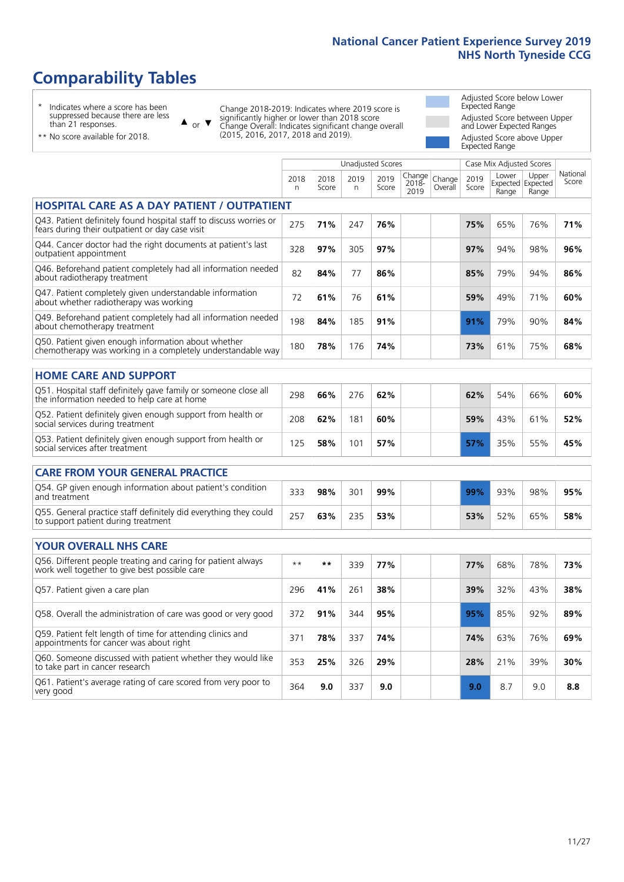# Comparability Tables

- \* Indicates where a score has been suppressed because there are less than 21 responses.
- \*\* No score available for 2018.

▲ or ▼ Change 2018-2019: Indicates where 2019 score is significantly higher or lower than 2018 score. Change Overall: Indicates significant change overall (2015, 2016, 2017, 2018 and 2019).

- Adjusted Score below Lower Expected Range
- Adjusted Score between Upper and Lower Expected Ranges
- Adjusted Score above Upper Expected Range

| | Unadjusted Scores | | | | | | Case Mix Adjusted Scores | | | |
|---|---|---|---|---|---|---|---|---|---|---|
| | 2018 n | 2018 Score | 2019 n | 2019 Score | Change 2018-2019 | Change Overall | 2019 Score | Lower Expected Range | Upper Expected Range | National Score |
| **HOSPITAL CARE AS A DAY PATIENT / OUTPATIENT** | | | | | | | | | | |
| Q43. Patient definitely found hospital staff to discuss worries or fears during their outpatient or day case visit | 275 | 71% | 247 | 76% | | | 75% | 65% | 76% | 71% |
| Q44. Cancer doctor had the right documents at patient's last outpatient appointment | 328 | 97% | 305 | 97% | | | 97% | 94% | 98% | 96% |
| Q46. Beforehand patient completely had all information needed about radiotherapy treatment | 82 | 84% | 77 | 86% | | | 85% | 79% | 94% | 86% |
| Q47. Patient completely given understandable information about whether radiotherapy was working | 72 | 61% | 76 | 61% | | | 59% | 49% | 71% | 60% |
| Q49. Beforehand patient completely had all information needed about chemotherapy treatment | 198 | 84% | 185 | 91% | | | 91% | 79% | 90% | 84% |
| Q50. Patient given enough information about whether chemotherapy was working in a completely understandable way | 180 | 78% | 176 | 74% | | | 73% | 61% | 75% | 68% |
| **HOME CARE AND SUPPORT** | | | | | | | | | | |
| Q51. Hospital staff definitely gave family or someone close all the information needed to help care at home | 298 | 66% | 276 | 62% | | | 62% | 54% | 66% | 60% |
| Q52. Patient definitely given enough support from health or social services during treatment | 208 | 62% | 181 | 60% | | | 59% | 43% | 61% | 52% |
| Q53. Patient definitely given enough support from health or social services after treatment | 125 | 58% | 101 | 57% | | | 57% | 35% | 55% | 45% |
| **CARE FROM YOUR GENERAL PRACTICE** | | | | | | | | | | |
| Q54. GP given enough information about patient's condition and treatment | 333 | 98% | 301 | 99% | | | 99% | 93% | 98% | 95% |
| Q55. General practice staff definitely did everything they could to support patient during treatment | 257 | 63% | 235 | 53% | | | 53% | 52% | 65% | 58% |
| **YOUR OVERALL NHS CARE** | | | | | | | | | | |
| Q56. Different people treating and caring for patient always work well together to give best possible care | ** | ** | 339 | 77% | | | 77% | 68% | 78% | 73% |
| Q57. Patient given a care plan | 296 | 41% | 261 | 38% | | | 39% | 32% | 43% | 38% |
| Q58. Overall the administration of care was good or very good | 372 | 91% | 344 | 95% | | | 95% | 85% | 92% | 89% |
| Q59. Patient felt length of time for attending clinics and appointments for cancer was about right | 371 | 78% | 337 | 74% | | | 74% | 63% | 76% | 69% |
| Q60. Someone discussed with patient whether they would like to take part in cancer research | 353 | 25% | 326 | 29% | | | 28% | 21% | 39% | 30% |
| Q61. Patient's average rating of care scored from very poor to very good | 364 | 9.0 | 337 | 9.0 | | | 9.0 | 8.7 | 9.0 | 8.8 |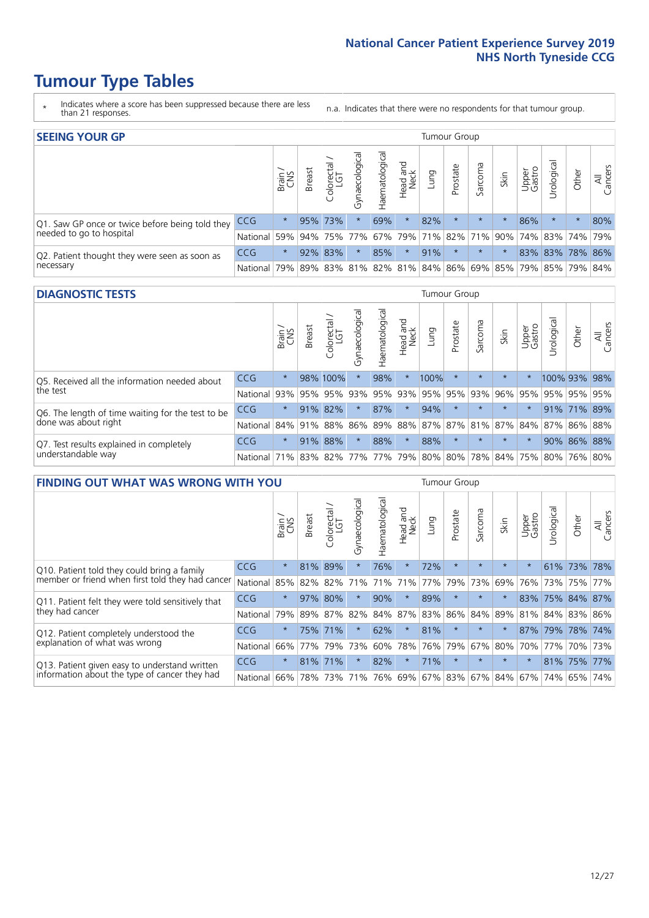# Tumour Type Tables

\* Indicates where a score has been suppressed because there are less than 21 responses.

n.a. Indicates that there were no respondents for that tumour group.

## SEEING YOUR GP

| | | Brain / CNS | Breast | Colorectal / LGT | Gynaecological | Haematological | Head and Neck | Lung | Prostate | Sarcoma | Skin | Upper Gastro | Urological | Other | All Cancers |
|---|---|---|---|---|---|---|---|---|---|---|---|---|---|---|---|
| Q1. Saw GP once or twice before being told they needed to go to hospital | CCG | * | 95% | 73% | * | 69% | * | 82% | * | * | * | 86% | * | * | 80% |
| | National | 59% | 94% | 75% | 77% | 67% | 79% | 71% | 82% | 71% | 90% | 74% | 83% | 74% | 79% |
| Q2. Patient thought they were seen as soon as necessary | CCG | * | 92% | 83% | * | 85% | * | 91% | * | * | * | 83% | 83% | 78% | 86% |
| | National | 79% | 89% | 83% | 81% | 82% | 81% | 84% | 86% | 69% | 85% | 79% | 85% | 79% | 84% |

## DIAGNOSTIC TESTS

| | | Brain / CNS | Breast | Colorectal / LGT | Gynaecological | Haematological | Head and Neck | Lung | Prostate | Sarcoma | Skin | Upper Gastro | Urological | Other | All Cancers |
|---|---|---|---|---|---|---|---|---|---|---|---|---|---|---|---|
| Q5. Received all the information needed about the test | CCG | * | 98% | 100% | * | 98% | * | 100% | * | * | * | * | 100% | 93% | 98% |
| | National | 93% | 95% | 95% | 93% | 95% | 93% | 95% | 95% | 93% | 96% | 95% | 95% | 95% | 95% |
| Q6. The length of time waiting for the test to be done was about right | CCG | * | 91% | 82% | * | 87% | * | 94% | * | * | * | * | 91% | 71% | 89% |
| | National | 84% | 91% | 88% | 86% | 89% | 88% | 87% | 87% | 81% | 87% | 84% | 87% | 86% | 88% |
| Q7. Test results explained in completely understandable way | CCG | * | 91% | 88% | * | 88% | * | 88% | * | * | * | * | 90% | 86% | 88% |
| | National | 71% | 83% | 82% | 77% | 77% | 79% | 80% | 80% | 78% | 84% | 75% | 80% | 76% | 80% |

## FINDING OUT WHAT WAS WRONG WITH YOU

| | | Brain / CNS | Breast | Colorectal / LGT | Gynaecological | Haematological | Head and Neck | Lung | Prostate | Sarcoma | Skin | Upper Gastro | Urological | Other | All Cancers |
|---|---|---|---|---|---|---|---|---|---|---|---|---|---|---|---|
| Q10. Patient told they could bring a family member or friend when first told they had cancer | CCG | * | 81% | 89% | * | 76% | * | 72% | * | * | * | * | 61% | 73% | 78% |
| | National | 85% | 82% | 82% | 71% | 71% | 71% | 77% | 79% | 73% | 69% | 76% | 73% | 75% | 77% |
| Q11. Patient felt they were told sensitively that they had cancer | CCG | * | 97% | 80% | * | 90% | * | 89% | * | * | * | 83% | 75% | 84% | 87% |
| | National | 79% | 89% | 87% | 82% | 84% | 87% | 83% | 86% | 84% | 89% | 81% | 84% | 83% | 86% |
| Q12. Patient completely understood the explanation of what was wrong | CCG | * | 75% | 71% | * | 62% | * | 81% | * | * | * | 87% | 79% | 78% | 74% |
| | National | 66% | 77% | 79% | 73% | 60% | 78% | 76% | 79% | 67% | 80% | 70% | 77% | 70% | 73% |
| Q13. Patient given easy to understand written information about the type of cancer they had | CCG | * | 81% | 71% | * | 82% | * | 71% | * | * | * | * | 81% | 75% | 77% |
| | National | 66% | 78% | 73% | 71% | 76% | 69% | 67% | 83% | 67% | 84% | 67% | 74% | 65% | 74% |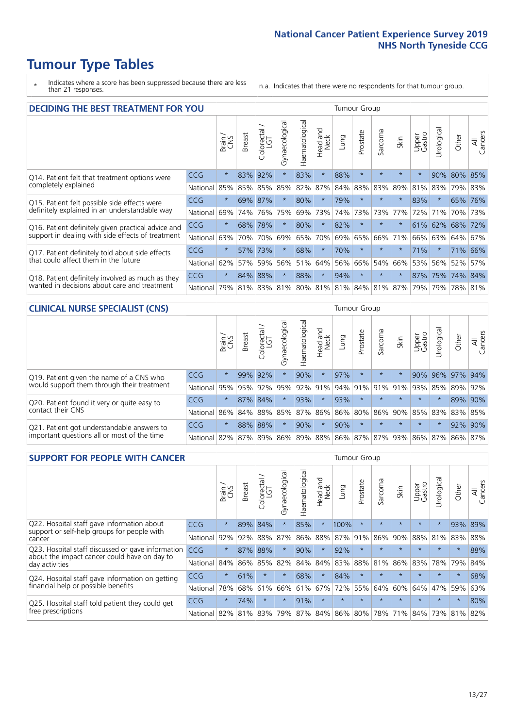# Tumour Type Tables

\* Indicates where a score has been suppressed because there are less than 21 responses.

n.a. Indicates that there were no respondents for that tumour group.

## DECIDING THE BEST TREATMENT FOR YOU

| | | Brain / CNS | Breast | Colorectal / LGT | Gynaecological | Haematological | Head and Neck | Lung | Prostate | Sarcoma | Skin | Upper Gastro | Urological | Other | All Cancers |
|---|---|---|---|---|---|---|---|---|---|---|---|---|---|---|---|
| Q14. Patient felt that treatment options were completely explained | CCG | * | 83% | 92% | * | 83% | * | 88% | * | * | * | * | 90% | 80% | 85% |
| | National | 85% | 85% | 85% | 85% | 82% | 87% | 84% | 83% | 83% | 89% | 81% | 83% | 79% | 83% |
| Q15. Patient felt possible side effects were definitely explained in an understandable way | CCG | * | 69% | 87% | * | 80% | * | 79% | * | * | * | 83% | * | 65% | 76% |
| | National | 69% | 74% | 76% | 75% | 69% | 73% | 74% | 73% | 73% | 77% | 72% | 71% | 70% | 73% |
| Q16. Patient definitely given practical advice and support in dealing with side effects of treatment | CCG | * | 68% | 78% | * | 80% | * | 82% | * | * | * | 61% | 62% | 68% | 72% |
| | National | 63% | 70% | 70% | 69% | 65% | 70% | 69% | 65% | 66% | 71% | 66% | 63% | 64% | 67% |
| Q17. Patient definitely told about side effects that could affect them in the future | CCG | * | 57% | 73% | * | 68% | * | 70% | * | * | * | 71% | * | 71% | 66% |
| | National | 62% | 57% | 59% | 56% | 51% | 64% | 56% | 66% | 54% | 66% | 53% | 56% | 52% | 57% |
| Q18. Patient definitely involved as much as they wanted in decisions about care and treatment | CCG | * | 84% | 88% | * | 88% | * | 94% | * | * | * | 87% | 75% | 74% | 84% |
| | National | 79% | 81% | 83% | 81% | 80% | 81% | 81% | 84% | 81% | 87% | 79% | 79% | 78% | 81% |

## CLINICAL NURSE SPECIALIST (CNS)

| | | Brain / CNS | Breast | Colorectal / LGT | Gynaecological | Haematological | Head and Neck | Lung | Prostate | Sarcoma | Skin | Upper Gastro | Urological | Other | All Cancers |
|---|---|---|---|---|---|---|---|---|---|---|---|---|---|---|---|
| Q19. Patient given the name of a CNS who would support them through their treatment | CCG | * | 99% | 92% | * | 90% | * | 97% | * | * | * | 90% | 96% | 97% | 94% |
| | National | 95% | 95% | 92% | 95% | 92% | 91% | 94% | 91% | 91% | 91% | 93% | 85% | 89% | 92% |
| Q20. Patient found it very or quite easy to contact their CNS | CCG | * | 87% | 84% | * | 93% | * | 93% | * | * | * | * | * | 89% | 90% |
| | National | 86% | 84% | 88% | 85% | 87% | 86% | 86% | 80% | 86% | 90% | 85% | 83% | 83% | 85% |
| Q21. Patient got understandable answers to important questions all or most of the time | CCG | * | 88% | 88% | * | 90% | * | 90% | * | * | * | * | * | 92% | 90% |
| | National | 82% | 87% | 89% | 86% | 89% | 88% | 86% | 87% | 87% | 93% | 86% | 87% | 86% | 87% |

## SUPPORT FOR PEOPLE WITH CANCER

| | | Brain / CNS | Breast | Colorectal / LGT | Gynaecological | Haematological | Head and Neck | Lung | Prostate | Sarcoma | Skin | Upper Gastro | Urological | Other | All Cancers |
|---|---|---|---|---|---|---|---|---|---|---|---|---|---|---|---|
| Q22. Hospital staff gave information about support or self-help groups for people with cancer | CCG | * | 89% | 84% | * | 85% | * | 100% | * | * | * | * | * | 93% | 89% |
| | National | 92% | 92% | 88% | 87% | 86% | 88% | 87% | 91% | 86% | 90% | 88% | 81% | 83% | 88% |
| Q23. Hospital staff discussed or gave information about the impact cancer could have on day to day activities | CCG | * | 87% | 88% | * | 90% | * | 92% | * | * | * | * | * | * | 88% |
| | National | 84% | 86% | 85% | 82% | 84% | 84% | 83% | 88% | 81% | 86% | 83% | 78% | 79% | 84% |
| Q24. Hospital staff gave information on getting financial help or possible benefits | CCG | * | 61% | * | * | 68% | * | 84% | * | * | * | * | * | * | 68% |
| | National | 78% | 68% | 61% | 66% | 61% | 67% | 72% | 55% | 64% | 60% | 64% | 47% | 59% | 63% |
| Q25. Hospital staff told patient they could get free prescriptions | CCG | * | 74% | * | * | 91% | * | * | * | * | * | * | * | * | 80% |
| | National | 82% | 81% | 83% | 79% | 87% | 84% | 86% | 80% | 78% | 71% | 84% | 73% | 81% | 82% |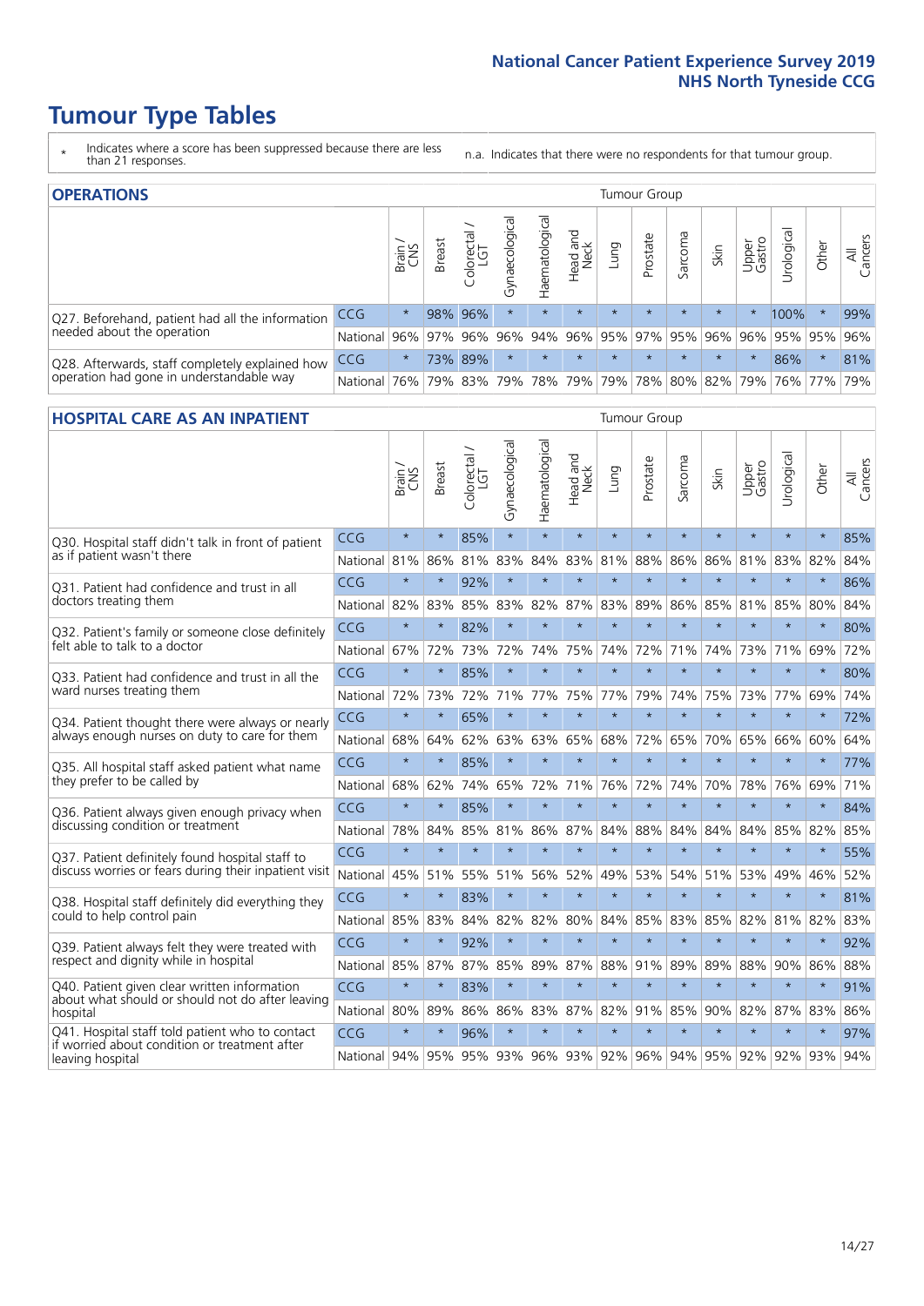# Tumour Type Tables

\* Indicates where a score has been suppressed because there are less than 21 responses.

n.a. Indicates that there were no respondents for that tumour group.

## OPERATIONS

| | | Brain / CNS | Breast | Colorectal / LGT | Gynaecological | Haematological | Head and Neck | Lung | Prostate | Sarcoma | Skin | Upper Gastro | Urological | Other | All Cancers |
|---|---|---|---|---|---|---|---|---|---|---|---|---|---|---|---|
| Q27. Beforehand, patient had all the information needed about the operation | CCG | * | 98% | 96% | * | * | * | * | * | * | * | * | 100% | * | 99% |
| | National | 96% | 97% | 96% | 96% | 94% | 96% | 95% | 97% | 95% | 96% | 96% | 95% | 95% | 96% |
| Q28. Afterwards, staff completely explained how operation had gone in understandable way | CCG | * | 73% | 89% | * | * | * | * | * | * | * | * | 86% | * | 81% |
| | National | 76% | 79% | 83% | 79% | 78% | 79% | 79% | 78% | 80% | 82% | 79% | 76% | 77% | 79% |

## HOSPITAL CARE AS AN INPATIENT

| | | Brain / CNS | Breast | Colorectal / LGT | Gynaecological | Haematological | Head and Neck | Lung | Prostate | Sarcoma | Skin | Upper Gastro | Urological | Other | All Cancers |
|---|---|---|---|---|---|---|---|---|---|---|---|---|---|---|---|
| Q30. Hospital staff didn't talk in front of patient as if patient wasn't there | CCG | * | * | 85% | * | * | * | * | * | * | * | * | * | * | 85% |
| | National | 81% | 86% | 81% | 83% | 84% | 83% | 81% | 88% | 86% | 86% | 81% | 83% | 82% | 84% |
| Q31. Patient had confidence and trust in all doctors treating them | CCG | * | * | 92% | * | * | * | * | * | * | * | * | * | * | 86% |
| | National | 82% | 83% | 85% | 83% | 82% | 87% | 83% | 89% | 86% | 85% | 81% | 85% | 80% | 84% |
| Q32. Patient's family or someone close definitely felt able to talk to a doctor | CCG | * | * | 82% | * | * | * | * | * | * | * | * | * | * | 80% |
| | National | 67% | 72% | 73% | 72% | 74% | 75% | 74% | 72% | 71% | 74% | 73% | 71% | 69% | 72% |
| Q33. Patient had confidence and trust in all the ward nurses treating them | CCG | * | * | 85% | * | * | * | * | * | * | * | * | * | * | 80% |
| | National | 72% | 73% | 72% | 71% | 77% | 75% | 77% | 79% | 74% | 75% | 73% | 77% | 69% | 74% |
| Q34. Patient thought there were always or nearly always enough nurses on duty to care for them | CCG | * | * | 65% | * | * | * | * | * | * | * | * | * | * | 72% |
| | National | 68% | 64% | 62% | 63% | 63% | 65% | 68% | 72% | 65% | 70% | 65% | 66% | 60% | 64% |
| Q35. All hospital staff asked patient what name they prefer to be called by | CCG | * | * | 85% | * | * | * | * | * | * | * | * | * | * | 77% |
| | National | 68% | 62% | 74% | 65% | 72% | 71% | 76% | 72% | 74% | 70% | 78% | 76% | 69% | 71% |
| Q36. Patient always given enough privacy when discussing condition or treatment | CCG | * | * | 85% | * | * | * | * | * | * | * | * | * | * | 84% |
| | National | 78% | 84% | 85% | 81% | 86% | 87% | 84% | 88% | 84% | 84% | 84% | 85% | 82% | 85% |
| Q37. Patient definitely found hospital staff to discuss worries or fears during their inpatient visit | CCG | * | * | * | * | * | * | * | * | * | * | * | * | * | 55% |
| | National | 45% | 51% | 55% | 51% | 56% | 52% | 49% | 53% | 54% | 51% | 53% | 49% | 46% | 52% |
| Q38. Hospital staff definitely did everything they could to help control pain | CCG | * | * | 83% | * | * | * | * | * | * | * | * | * | * | 81% |
| | National | 85% | 83% | 84% | 82% | 82% | 80% | 84% | 85% | 83% | 85% | 82% | 81% | 82% | 83% |
| Q39. Patient always felt they were treated with respect and dignity while in hospital | CCG | * | * | 92% | * | * | * | * | * | * | * | * | * | * | 92% |
| | National | 85% | 87% | 87% | 85% | 89% | 87% | 88% | 91% | 89% | 89% | 88% | 90% | 86% | 88% |
| Q40. Patient given clear written information about what should or should not do after leaving hospital | CCG | * | * | 83% | * | * | * | * | * | * | * | * | * | * | 91% |
| | National | 80% | 89% | 86% | 86% | 83% | 87% | 82% | 91% | 85% | 90% | 82% | 87% | 83% | 86% |
| Q41. Hospital staff told patient who to contact if worried about condition or treatment after leaving hospital | CCG | * | * | 96% | * | * | * | * | * | * | * | * | * | * | 97% |
| | National | 94% | 95% | 95% | 93% | 96% | 93% | 92% | 96% | 94% | 95% | 92% | 92% | 93% | 94% |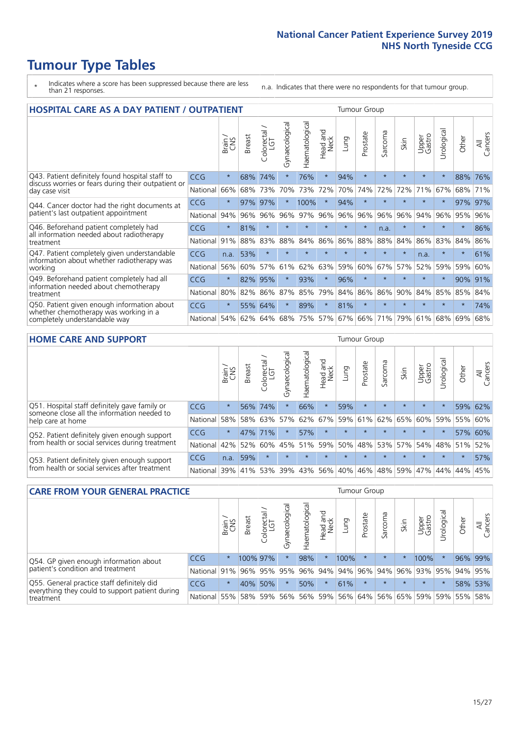# Tumour Type Tables

\* Indicates where a score has been suppressed because there are less than 21 responses.

n.a. Indicates that there were no respondents for that tumour group.

## HOSPITAL CARE AS A DAY PATIENT / OUTPATIENT

| | | Brain / CNS | Breast | Colorectal / LGT | Gynaecological | Haematological | Head and Neck | Lung | Prostate | Sarcoma | Skin | Upper Gastro | Urological | Other | All Cancers |
|---|---|---|---|---|---|---|---|---|---|---|---|---|---|---|---|
| Q43. Patient definitely found hospital staff to discuss worries or fears during their outpatient or day case visit | CCG | * | 68% | 74% | * | 76% | * | 94% | * | * | * | * | * | 88% | 76% |
| | National | 66% | 68% | 73% | 70% | 73% | 72% | 70% | 74% | 72% | 72% | 71% | 67% | 68% | 71% |
| Q44. Cancer doctor had the right documents at patient's last outpatient appointment | CCG | * | 97% | 97% | * | 100% | * | 94% | * | * | * | * | * | 97% | 97% |
| | National | 94% | 96% | 96% | 96% | 97% | 96% | 96% | 96% | 96% | 96% | 94% | 96% | 95% | 96% |
| Q46. Beforehand patient completely had all information needed about radiotherapy treatment | CCG | * | 81% | * | * | * | * | * | * | n.a. | * | * | * | * | 86% |
| | National | 91% | 88% | 83% | 88% | 84% | 86% | 86% | 88% | 88% | 84% | 86% | 83% | 84% | 86% |
| Q47. Patient completely given understandable information about whether radiotherapy was working | CCG | n.a. | 53% | * | * | * | * | * | * | * | * | n.a. | * | * | 61% |
| | National | 56% | 60% | 57% | 61% | 62% | 63% | 59% | 60% | 67% | 57% | 52% | 59% | 59% | 60% |
| Q49. Beforehand patient completely had all information needed about chemotherapy treatment | CCG | * | 82% | 95% | * | 93% | * | 96% | * | * | * | * | * | 90% | 91% |
| | National | 80% | 82% | 86% | 87% | 85% | 79% | 84% | 86% | 86% | 90% | 84% | 85% | 85% | 84% |
| Q50. Patient given enough information about whether chemotherapy was working in a completely understandable way | CCG | * | 55% | 64% | * | 89% | * | 81% | * | * | * | * | * | * | 74% |
| | National | 54% | 62% | 64% | 68% | 75% | 57% | 67% | 66% | 71% | 79% | 61% | 68% | 69% | 68% |

## HOME CARE AND SUPPORT

| | | Brain / CNS | Breast | Colorectal / LGT | Gynaecological | Haematological | Head and Neck | Lung | Prostate | Sarcoma | Skin | Upper Gastro | Urological | Other | All Cancers |
|---|---|---|---|---|---|---|---|---|---|---|---|---|---|---|---|
| Q51. Hospital staff definitely gave family or someone close all the information needed to help care at home | CCG | * | 56% | 74% | * | 66% | * | 59% | * | * | * | * | * | 59% | 62% |
| | National | 58% | 58% | 63% | 57% | 62% | 67% | 59% | 61% | 62% | 65% | 60% | 59% | 55% | 60% |
| Q52. Patient definitely given enough support from health or social services during treatment | CCG | * | 47% | 71% | * | 57% | * | * | * | * | * | * | * | 57% | 60% |
| | National | 42% | 52% | 60% | 45% | 51% | 59% | 50% | 48% | 53% | 57% | 54% | 48% | 51% | 52% |
| Q53. Patient definitely given enough support from health or social services after treatment | CCG | n.a. | 59% | * | * | * | * | * | * | * | * | * | * | * | 57% |
| | National | 39% | 41% | 53% | 39% | 43% | 56% | 40% | 46% | 48% | 59% | 47% | 44% | 44% | 45% |

## CARE FROM YOUR GENERAL PRACTICE

| | | Brain / CNS | Breast | Colorectal / LGT | Gynaecological | Haematological | Head and Neck | Lung | Prostate | Sarcoma | Skin | Upper Gastro | Urological | Other | All Cancers |
|---|---|---|---|---|---|---|---|---|---|---|---|---|---|---|---|
| Q54. GP given enough information about patient's condition and treatment | CCG | * | 100% | 97% | * | 98% | * | 100% | * | * | * | 100% | * | 96% | 99% |
| | National | 91% | 96% | 95% | 95% | 96% | 94% | 94% | 96% | 94% | 96% | 93% | 95% | 94% | 95% |
| Q55. General practice staff definitely did everything they could to support patient during treatment | CCG | * | 40% | 50% | * | 50% | * | 61% | * | * | * | * | * | 58% | 53% |
| | National | 55% | 58% | 59% | 56% | 56% | 59% | 56% | 64% | 56% | 65% | 59% | 59% | 55% | 58% |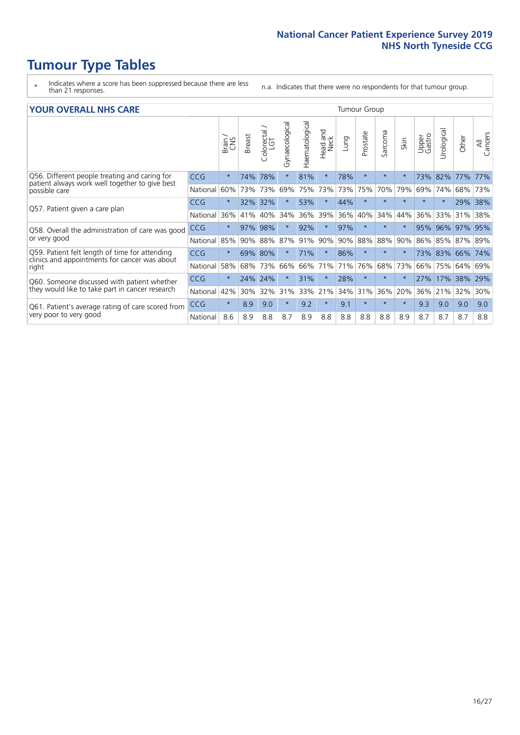# Tumour Type Tables

\* Indicates where a score has been suppressed because there are less than 21 responses.

n.a. Indicates that there were no respondents for that tumour group.

## YOUR OVERALL NHS CARE

| | | Brain / CNS | Breast | Colorectal / LGT | Gynaecological | Haematological | Head and Neck | Lung | Prostate | Sarcoma | Skin | Upper Gastro | Urological | Other | All Cancers |
|---|---|---|---|---|---|---|---|---|---|---|---|---|---|---|---|
| Q56. Different people treating and caring for patient always work well together to give best possible care | CCG | * | 74% | 78% | * | 81% | * | 78% | * | * | * | 73% | 82% | 77% | 77% |
| | National | 60% | 73% | 73% | 69% | 75% | 73% | 73% | 75% | 70% | 79% | 69% | 74% | 68% | 73% |
| Q57. Patient given a care plan | CCG | * | 32% | 32% | * | 53% | * | 44% | * | * | * | * | * | 29% | 38% |
| | National | 36% | 41% | 40% | 34% | 36% | 39% | 36% | 40% | 34% | 44% | 36% | 33% | 31% | 38% |
| Q58. Overall the administration of care was good or very good | CCG | * | 97% | 98% | * | 92% | * | 97% | * | * | * | 95% | 96% | 97% | 95% |
| | National | 85% | 90% | 88% | 87% | 91% | 90% | 90% | 88% | 88% | 90% | 86% | 85% | 87% | 89% |
| Q59. Patient felt length of time for attending clinics and appointments for cancer was about right | CCG | * | 69% | 80% | * | 71% | * | 86% | * | * | * | 73% | 83% | 66% | 74% |
| | National | 58% | 68% | 73% | 66% | 66% | 71% | 71% | 76% | 68% | 73% | 66% | 75% | 64% | 69% |
| Q60. Someone discussed with patient whether they would like to take part in cancer research | CCG | * | 24% | 24% | * | 31% | * | 28% | * | * | * | 27% | 17% | 38% | 29% |
| | National | 42% | 30% | 32% | 31% | 33% | 21% | 34% | 31% | 36% | 20% | 36% | 21% | 32% | 30% |
| Q61. Patient's average rating of care scored from very poor to very good | CCG | * | 8.9 | 9.0 | * | 9.2 | * | 9.1 | * | * | * | 9.3 | 9.0 | 9.0 | 9.0 |
| | National | 8.6 | 8.9 | 8.8 | 8.7 | 8.9 | 8.8 | 8.8 | 8.8 | 8.8 | 8.9 | 8.7 | 8.7 | 8.7 | 8.8 |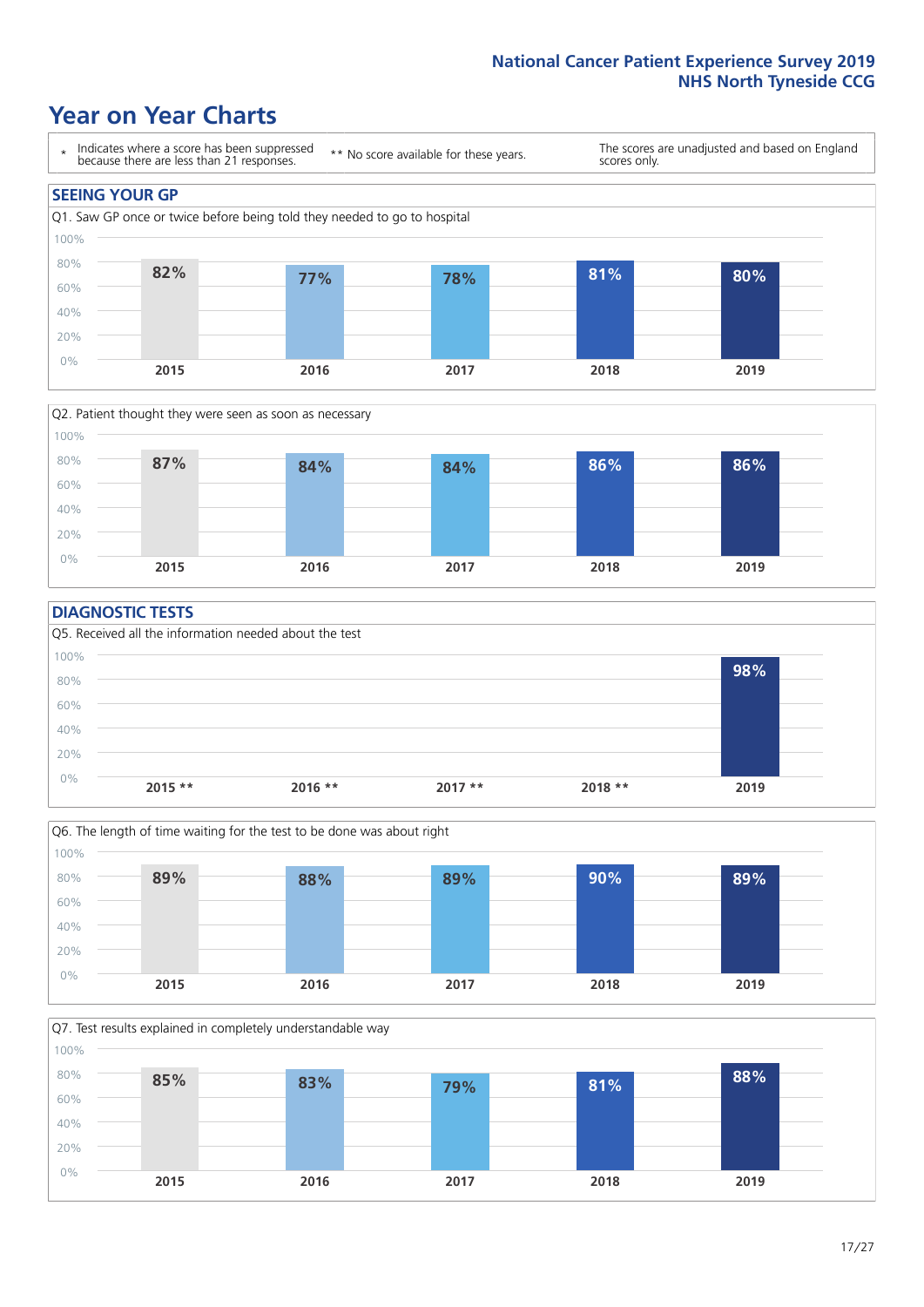# Year on Year Charts

\* Indicates where a score has been suppressed because there are less than 21 responses.

** No score available for these years.

The scores are unadjusted and based on England scores only.

## SEEING YOUR GP

Q1. Saw GP once or twice before being told they needed to go to hospital

| 2015 | 2016 | 2017 | 2018 | 2019 |
|---|---|---|---|---|
| 82% | 77% | 78% | 81% | 80% |

Q2. Patient thought they were seen as soon as necessary

| 2015 | 2016 | 2017 | 2018 | 2019 |
|---|---|---|---|---|
| 87% | 84% | 84% | 86% | 86% |

## DIAGNOSTIC TESTS

Q5. Received all the information needed about the test

| 2015 ** | 2016 ** | 2017 ** | 2018 ** | 2019 |
|---|---|---|---|---|
| | | | | 98% |

Q6. The length of time waiting for the test to be done was about right

| 2015 | 2016 | 2017 | 2018 | 2019 |
|---|---|---|---|---|
| 89% | 88% | 89% | 90% | 89% |

Q7. Test results explained in completely understandable way

| 2015 | 2016 | 2017 | 2018 | 2019 |
|---|---|---|---|---|
| 85% | 83% | 79% | 81% | 88% |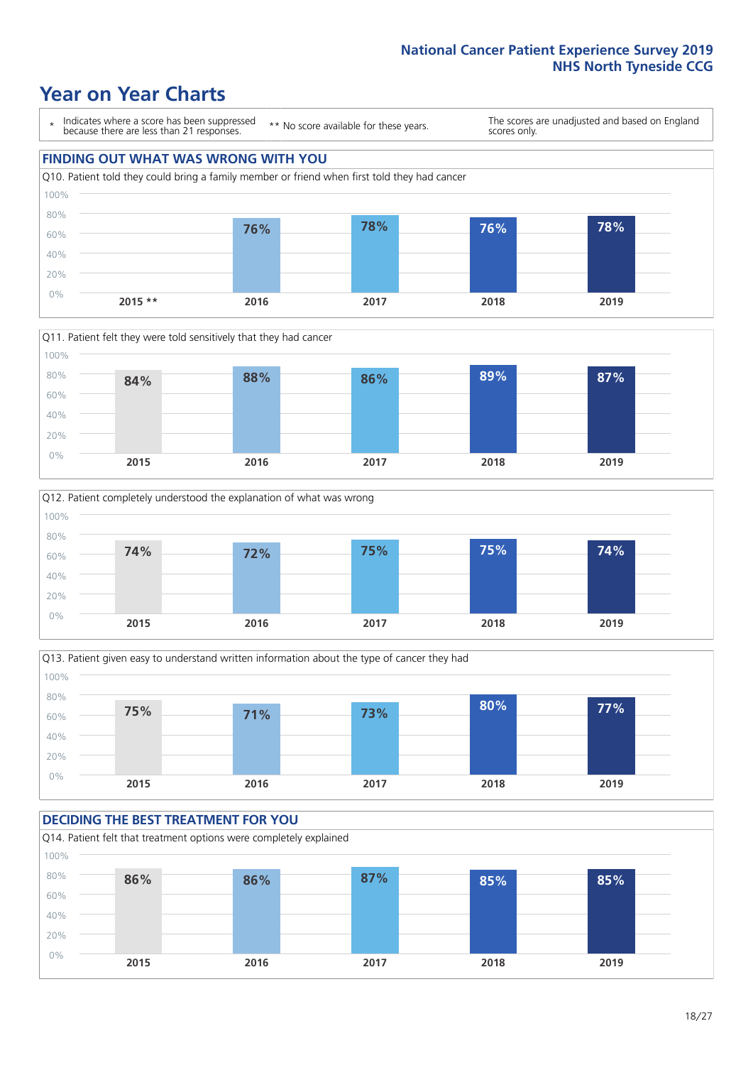# Year on Year Charts

\* Indicates where a score has been suppressed because there are less than 21 responses.

** No score available for these years.

The scores are unadjusted and based on England scores only.

## FINDING OUT WHAT WAS WRONG WITH YOU

Q10. Patient told they could bring a family member or friend when first told they had cancer

| 2015 ** | 2016 | 2017 | 2018 | 2019 |
|---|---|---|---|---|
| | 76% | 78% | 76% | 78% |

Q11. Patient felt they were told sensitively that they had cancer

| 2015 | 2016 | 2017 | 2018 | 2019 |
|---|---|---|---|---|
| 84% | 88% | 86% | 89% | 87% |

Q12. Patient completely understood the explanation of what was wrong

| 2015 | 2016 | 2017 | 2018 | 2019 |
|---|---|---|---|---|
| 74% | 72% | 75% | 75% | 74% |

Q13. Patient given easy to understand written information about the type of cancer they had

| 2015 | 2016 | 2017 | 2018 | 2019 |
|---|---|---|---|---|
| 75% | 71% | 73% | 80% | 77% |

## DECIDING THE BEST TREATMENT FOR YOU

Q14. Patient felt that treatment options were completely explained

| 2015 | 2016 | 2017 | 2018 | 2019 |
|---|---|---|---|---|
| 86% | 86% | 87% | 85% | 85% |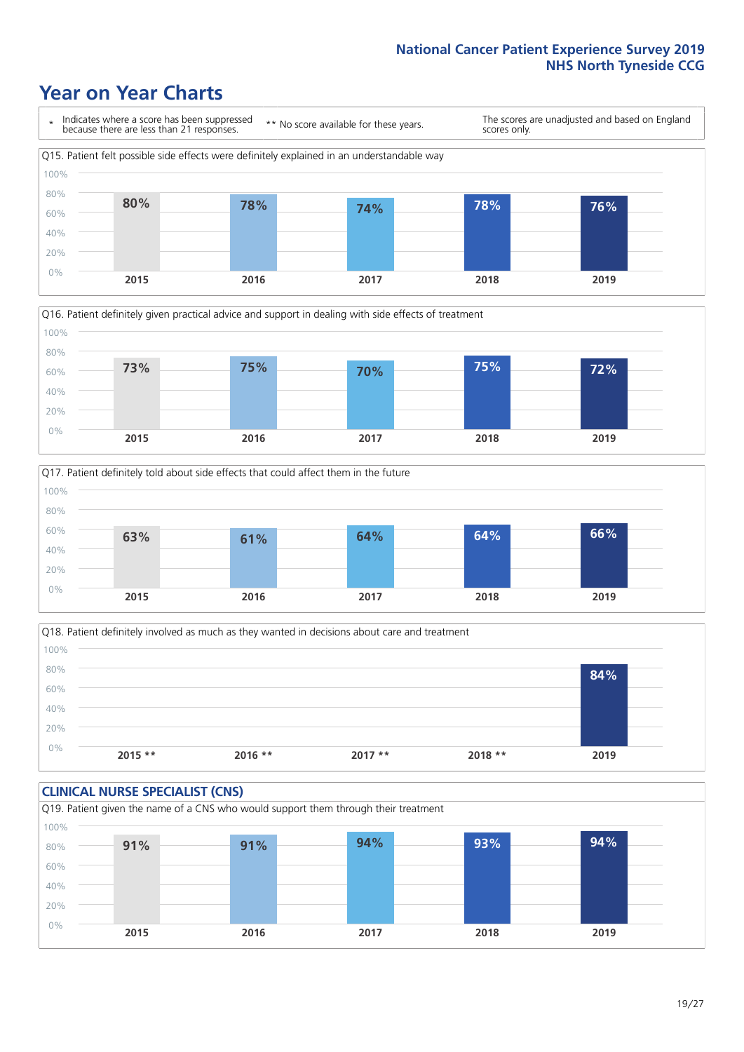# Year on Year Charts

\* Indicates where a score has been suppressed because there are less than 21 responses. ** No score available for these years. The scores are unadjusted and based on England scores only.

Q15. Patient felt possible side effects were definitely explained in an understandable way

| 2015 | 2016 | 2017 | 2018 | 2019 |
|---|---|---|---|---|
| 80% | 78% | 74% | 78% | 76% |

Q16. Patient definitely given practical advice and support in dealing with side effects of treatment

| 2015 | 2016 | 2017 | 2018 | 2019 |
|---|---|---|---|---|
| 73% | 75% | 70% | 75% | 72% |

Q17. Patient definitely told about side effects that could affect them in the future

| 2015 | 2016 | 2017 | 2018 | 2019 |
|---|---|---|---|---|
| 63% | 61% | 64% | 64% | 66% |

Q18. Patient definitely involved as much as they wanted in decisions about care and treatment

| 2015 ** | 2016 ** | 2017 ** | 2018 ** | 2019 |
|---|---|---|---|---|
| | | | | 84% |

## CLINICAL NURSE SPECIALIST (CNS)

Q19. Patient given the name of a CNS who would support them through their treatment

| 2015 | 2016 | 2017 | 2018 | 2019 |
|---|---|---|---|---|
| 91% | 91% | 94% | 93% | 94% |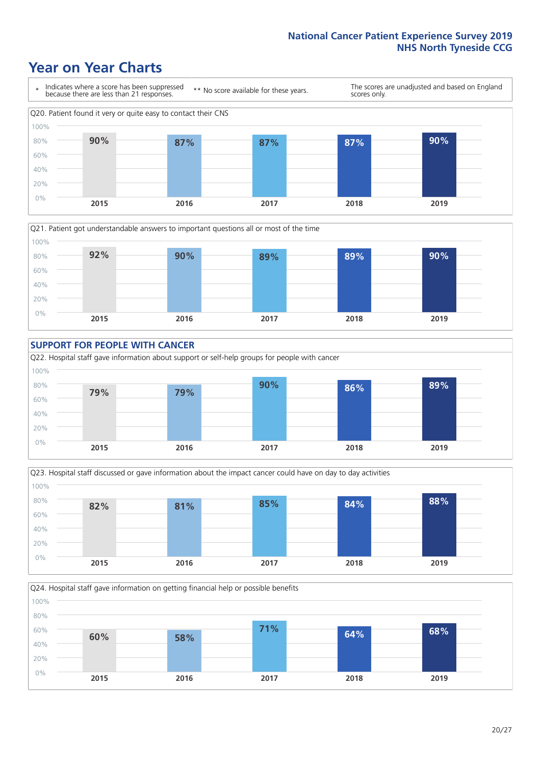# Year on Year Charts

\* Indicates where a score has been suppressed because there are less than 21 responses.

** No score available for these years.

The scores are unadjusted and based on England scores only.

Q20. Patient found it very or quite easy to contact their CNS

| 2015 | 2016 | 2017 | 2018 | 2019 |
|---|---|---|---|---|
| 90% | 87% | 87% | 87% | 90% |

Q21. Patient got understandable answers to important questions all or most of the time

| 2015 | 2016 | 2017 | 2018 | 2019 |
|---|---|---|---|---|
| 92% | 90% | 89% | 89% | 90% |

## SUPPORT FOR PEOPLE WITH CANCER

Q22. Hospital staff gave information about support or self-help groups for people with cancer

| 2015 | 2016 | 2017 | 2018 | 2019 |
|---|---|---|---|---|
| 79% | 79% | 90% | 86% | 89% |

Q23. Hospital staff discussed or gave information about the impact cancer could have on day to day activities

| 2015 | 2016 | 2017 | 2018 | 2019 |
|---|---|---|---|---|
| 82% | 81% | 85% | 84% | 88% |

Q24. Hospital staff gave information on getting financial help or possible benefits

| 2015 | 2016 | 2017 | 2018 | 2019 |
|---|---|---|---|---|
| 60% | 58% | 71% | 64% | 68% |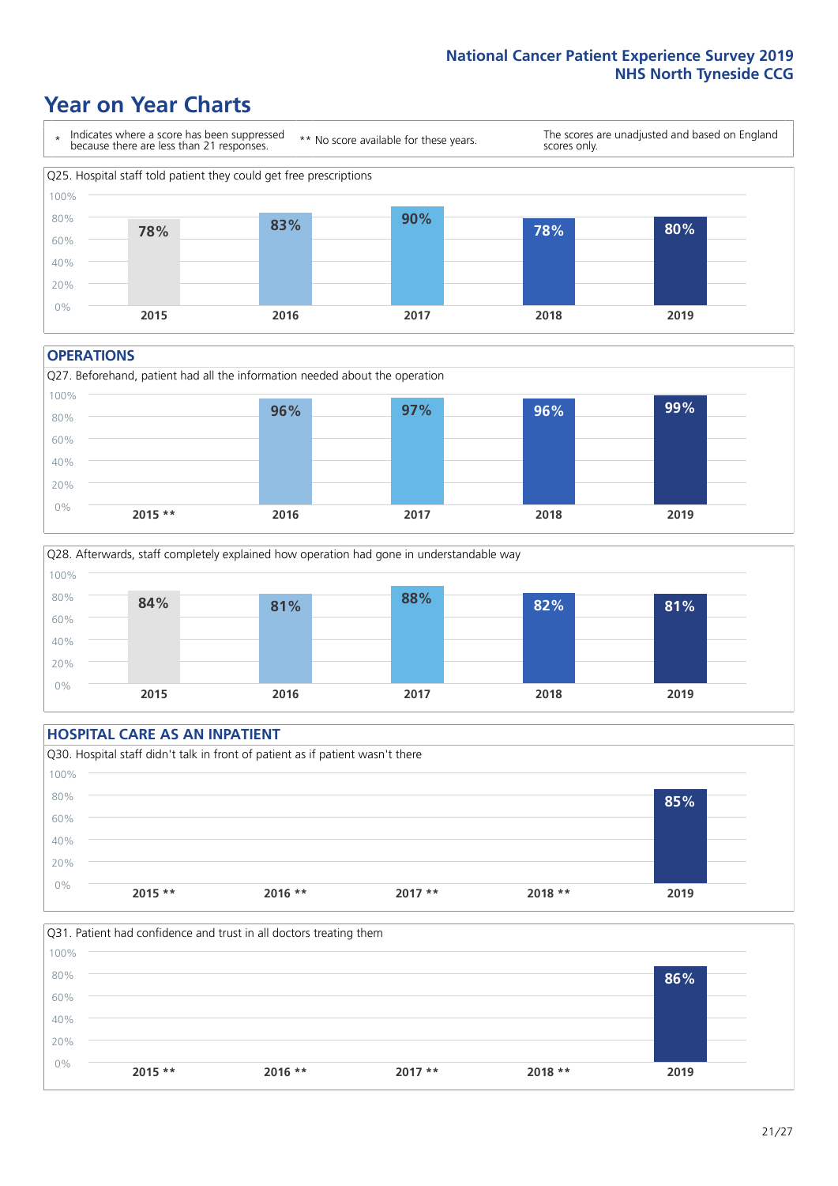## Year on Year Charts

\* Indicates where a score has been suppressed because there are less than 21 responses.

** No score available for these years.

The scores are unadjusted and based on England scores only.

Q25. Hospital staff told patient they could get free prescriptions

| 2015 | 2016 | 2017 | 2018 | 2019 |
|---|---|---|---|---|
| 78% | 83% | 90% | 78% | 80% |

### OPERATIONS

Q27. Beforehand, patient had all the information needed about the operation

| 2015 ** | 2016 | 2017 | 2018 | 2019 |
|---|---|---|---|---|
| | 96% | 97% | 96% | 99% |

Q28. Afterwards, staff completely explained how operation had gone in understandable way

| 2015 | 2016 | 2017 | 2018 | 2019 |
|---|---|---|---|---|
| 84% | 81% | 88% | 82% | 81% |

### HOSPITAL CARE AS AN INPATIENT

Q30. Hospital staff didn't talk in front of patient as if patient wasn't there

| 2015 ** | 2016 ** | 2017 ** | 2018 ** | 2019 |
|---|---|---|---|---|
| | | | | 85% |

Q31. Patient had confidence and trust in all doctors treating them

| 2015 ** | 2016 ** | 2017 ** | 2018 ** | 2019 |
|---|---|---|---|---|
| | | | | 86% |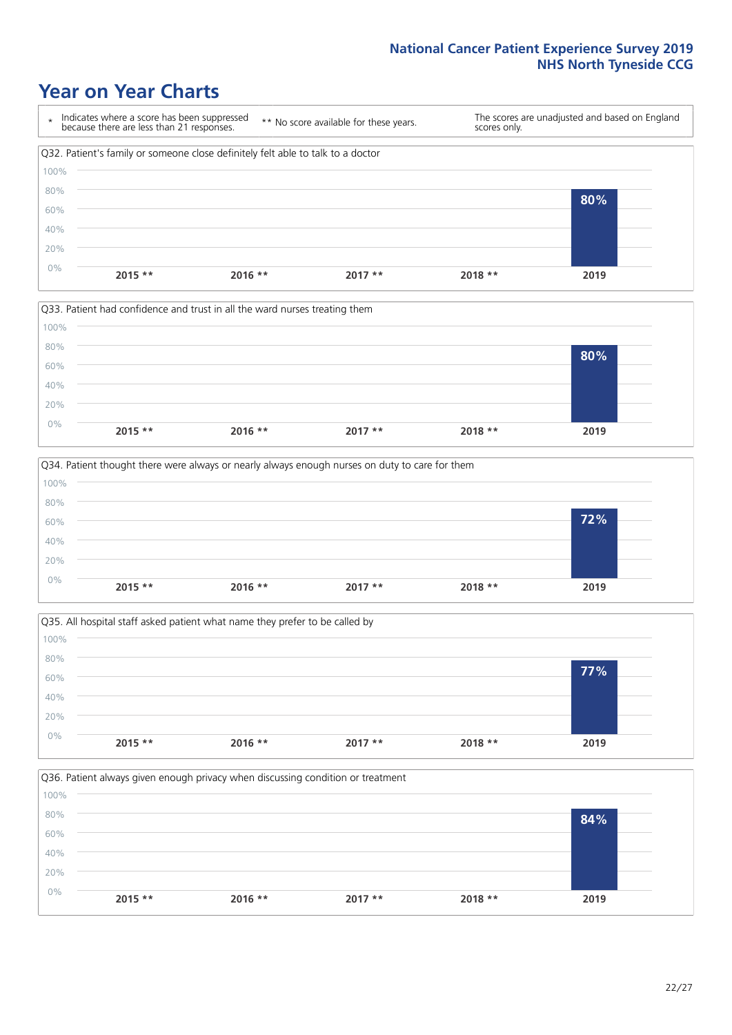# Year on Year Charts

\* Indicates where a score has been suppressed because there are less than 21 responses.

** No score available for these years.

The scores are unadjusted and based on England scores only.

### Q32. Patient's family or someone close definitely felt able to talk to a doctor

| 2015 ** | 2016 ** | 2017 ** | 2018 ** | 2019 |
|---|---|---|---|---|
| | | | | 80% |

### Q33. Patient had confidence and trust in all the ward nurses treating them

| 2015 ** | 2016 ** | 2017 ** | 2018 ** | 2019 |
|---|---|---|---|---|
| | | | | 80% |

### Q34. Patient thought there were always or nearly always enough nurses on duty to care for them

| 2015 ** | 2016 ** | 2017 ** | 2018 ** | 2019 |
|---|---|---|---|---|
| | | | | 72% |

### Q35. All hospital staff asked patient what name they prefer to be called by

| 2015 ** | 2016 ** | 2017 ** | 2018 ** | 2019 |
|---|---|---|---|---|
| | | | | 77% |

### Q36. Patient always given enough privacy when discussing condition or treatment

| 2015 ** | 2016 ** | 2017 ** | 2018 ** | 2019 |
|---|---|---|---|---|
| | | | | 84% |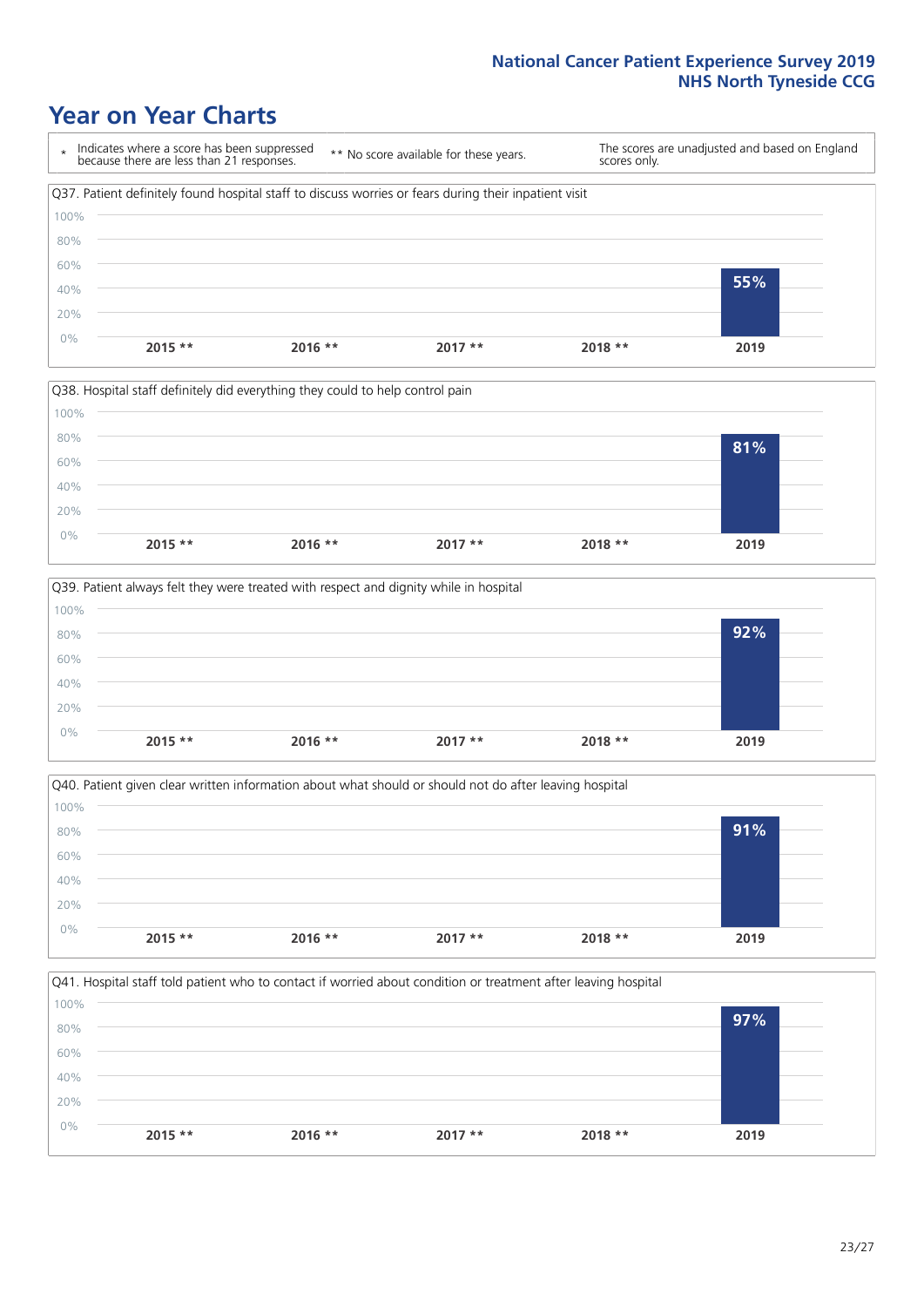# Year on Year Charts

\* Indicates where a score has been suppressed because there are less than 21 responses.

** No score available for these years.

The scores are unadjusted and based on England scores only.

Q37. Patient definitely found hospital staff to discuss worries or fears during their inpatient visit

| 2015 ** | 2016 ** | 2017 ** | 2018 ** | 2019 |
|---|---|---|---|---|
| | | | | 55% |

Q38. Hospital staff definitely did everything they could to help control pain

| 2015 ** | 2016 ** | 2017 ** | 2018 ** | 2019 |
|---|---|---|---|---|
| | | | | 81% |

Q39. Patient always felt they were treated with respect and dignity while in hospital

| 2015 ** | 2016 ** | 2017 ** | 2018 ** | 2019 |
|---|---|---|---|---|
| | | | | 92% |

Q40. Patient given clear written information about what should or should not do after leaving hospital

| 2015 ** | 2016 ** | 2017 ** | 2018 ** | 2019 |
|---|---|---|---|---|
| | | | | 91% |

Q41. Hospital staff told patient who to contact if worried about condition or treatment after leaving hospital

| 2015 ** | 2016 ** | 2017 ** | 2018 ** | 2019 |
|---|---|---|---|---|
| | | | | 97% |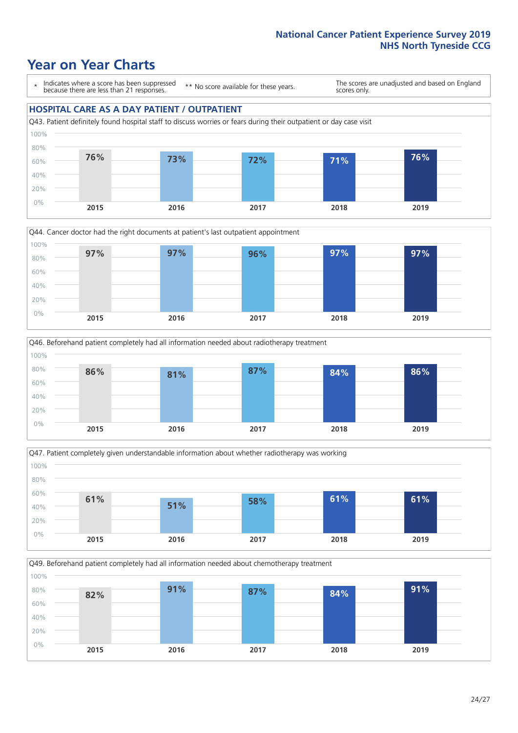# Year on Year Charts

\* Indicates where a score has been suppressed because there are less than 21 responses.

\*\* No score available for these years.

The scores are unadjusted and based on England scores only.

## HOSPITAL CARE AS A DAY PATIENT / OUTPATIENT

Q43. Patient definitely found hospital staff to discuss worries or fears during their outpatient or day case visit

| 2015 | 2016 | 2017 | 2018 | 2019 |
|---|---|---|---|---|
| 76% | 73% | 72% | 71% | 76% |

Q44. Cancer doctor had the right documents at patient's last outpatient appointment

| 2015 | 2016 | 2017 | 2018 | 2019 |
|---|---|---|---|---|
| 97% | 97% | 96% | 97% | 97% |

Q46. Beforehand patient completely had all information needed about radiotherapy treatment

| 2015 | 2016 | 2017 | 2018 | 2019 |
|---|---|---|---|---|
| 86% | 81% | 87% | 84% | 86% |

Q47. Patient completely given understandable information about whether radiotherapy was working

| 2015 | 2016 | 2017 | 2018 | 2019 |
|---|---|---|---|---|
| 61% | 51% | 58% | 61% | 61% |

Q49. Beforehand patient completely had all information needed about chemotherapy treatment

| 2015 | 2016 | 2017 | 2018 | 2019 |
|---|---|---|---|---|
| 82% | 91% | 87% | 84% | 91% |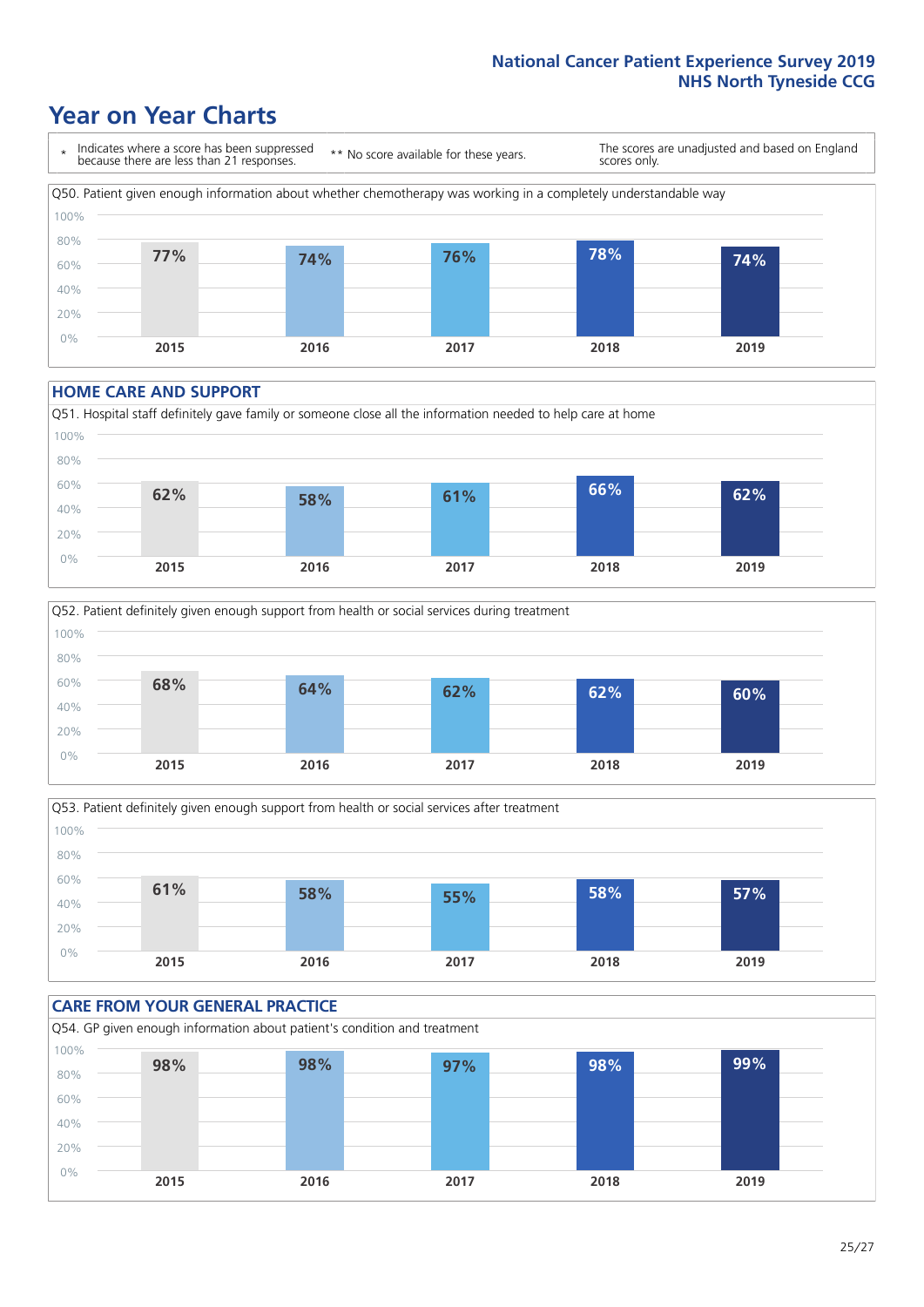National Cancer Patient Experience Survey 2019
NHS North Tyneside CCG

# Year on Year Charts

\* Indicates where a score has been suppressed because there are less than 21 responses.

\*\* No score available for these years.

The scores are unadjusted and based on England scores only.

Q50. Patient given enough information about whether chemotherapy was working in a completely understandable way

| 2015 | 2016 | 2017 | 2018 | 2019 |
| --- | --- | --- | --- | --- |
| 77% | 74% | 76% | 78% | 74% |

## HOME CARE AND SUPPORT

Q51. Hospital staff definitely gave family or someone close all the information needed to help care at home

| 2015 | 2016 | 2017 | 2018 | 2019 |
| --- | --- | --- | --- | --- |
| 62% | 58% | 61% | 66% | 62% |

Q52. Patient definitely given enough support from health or social services during treatment

| 2015 | 2016 | 2017 | 2018 | 2019 |
| --- | --- | --- | --- | --- |
| 68% | 64% | 62% | 62% | 60% |

Q53. Patient definitely given enough support from health or social services after treatment

| 2015 | 2016 | 2017 | 2018 | 2019 |
| --- | --- | --- | --- | --- |
| 61% | 58% | 55% | 58% | 57% |

## CARE FROM YOUR GENERAL PRACTICE

Q54. GP given enough information about patient's condition and treatment

| 2015 | 2016 | 2017 | 2018 | 2019 |
| --- | --- | --- | --- | --- |
| 98% | 98% | 97% | 98% | 99% |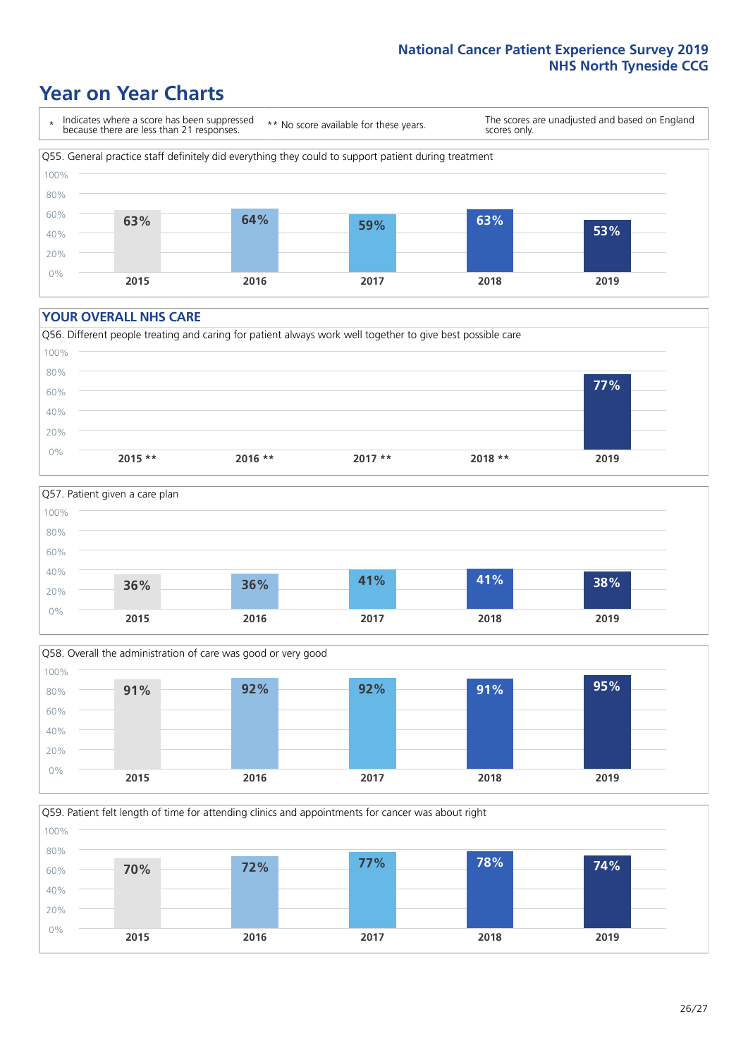## Year on Year Charts

\* Indicates where a score has been suppressed because there are less than 21 responses.

\*\* No score available for these years.

The scores are unadjusted and based on England scores only.

Q55. General practice staff definitely did everything they could to support patient during treatment

| 2015 | 2016 | 2017 | 2018 | 2019 |
|---|---|---|---|---|
| 63% | 64% | 59% | 63% | 53% |

### YOUR OVERALL NHS CARE

Q56. Different people treating and caring for patient always work well together to give best possible care

| 2015 ** | 2016 ** | 2017 ** | 2018 ** | 2019 |
|---|---|---|---|---|
| | | | | 77% |

Q57. Patient given a care plan

| 2015 | 2016 | 2017 | 2018 | 2019 |
|---|---|---|---|---|
| 36% | 36% | 41% | 41% | 38% |

Q58. Overall the administration of care was good or very good

| 2015 | 2016 | 2017 | 2018 | 2019 |
|---|---|---|---|---|
| 91% | 92% | 92% | 91% | 95% |

Q59. Patient felt length of time for attending clinics and appointments for cancer was about right

| 2015 | 2016 | 2017 | 2018 | 2019 |
|---|---|---|---|---|
| 70% | 72% | 77% | 78% | 74% |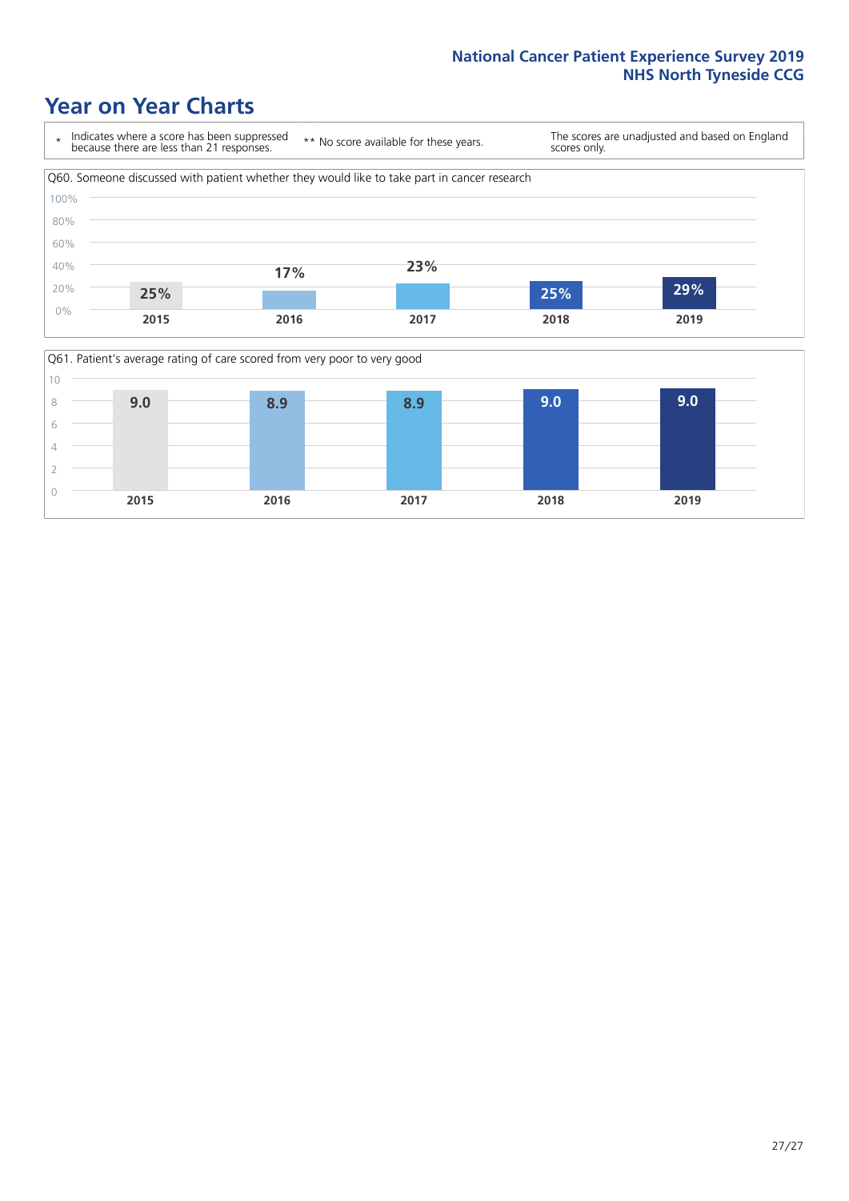# Year on Year Charts

\* Indicates where a score has been suppressed because there are less than 21 responses.

** No score available for these years.

The scores are unadjusted and based on England scores only.

Q60. Someone discussed with patient whether they would like to take part in cancer research

100%
80%
60%
40%
20%
0%

25% 17% 23% 25% 29%

2015 2016 2017 2018 2019

Q61. Patient's average rating of care scored from very poor to very good

10
8
6
4
2
0

9.0 8.9 8.9 9.0 9.0

2015 2016 2017 2018 2019